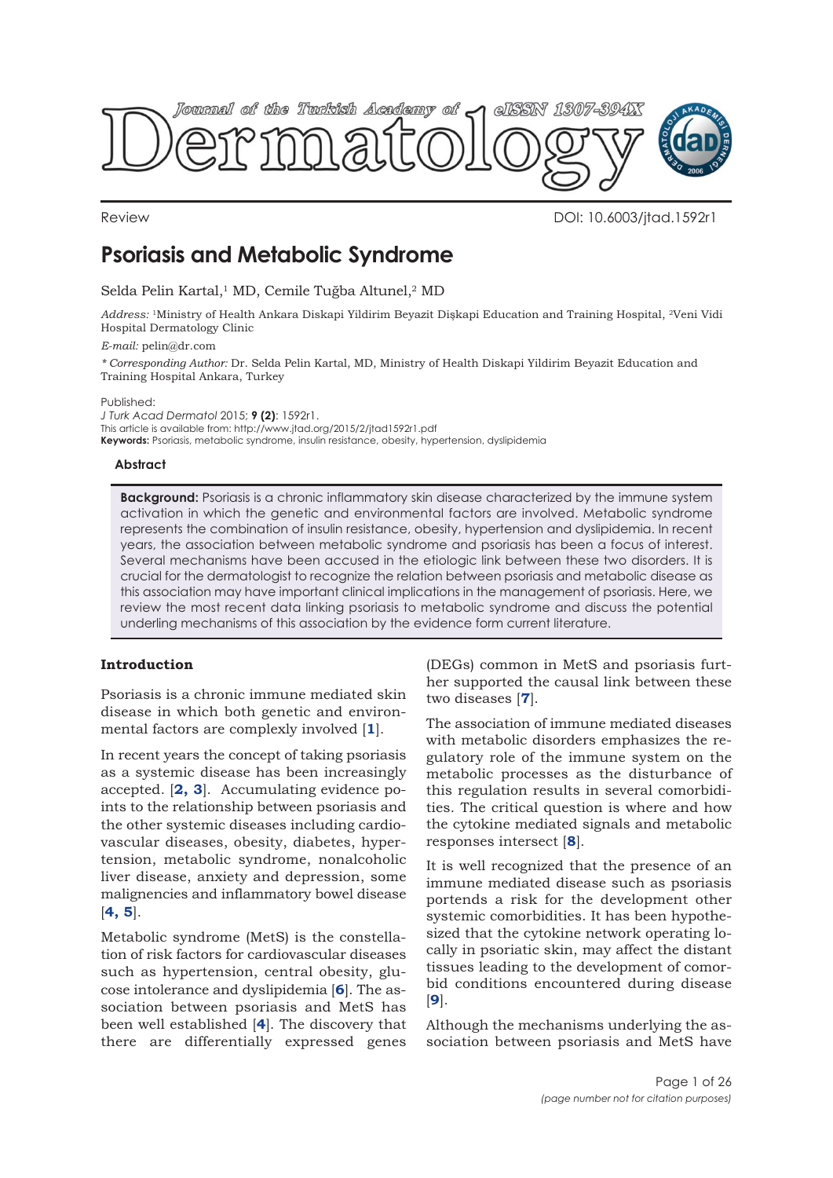Review

DOI: 10.6003/jtad.1592r1

# Psoriasis and Metabolic Syndrome

Selda Pelin Kartal,[1] MD, Cemile Tuğba Altunel,[2] MD

*Address:* [1]Ministry of Health Ankara Diskapi Yildirim Beyazit Dişkapi Education and Training Hospital, [2]Veni Vidi Hospital Dermatology Clinic

*E-mail:* pelin@dr.com

*\* Corresponding Author:* Dr. Selda Pelin Kartal, MD, Ministry of Health Diskapi Yildirim Beyazit Education and Training Hospital Ankara, Turkey

Published:
*J Turk Acad Dermatol* 2015; **9 (2)**: 1592r1.
This article is available from: http://www.jtad.org/2015/2/jtad1592r1.pdf
**Keywords:** Psoriasis, metabolic syndrome, insulin resistance, obesity, hypertension, dyslipidemia

### Abstract

**Background:** Psoriasis is a chronic inflammatory skin disease characterized by the immune system activation in which the genetic and environmental factors are involved. Metabolic syndrome represents the combination of insulin resistance, obesity, hypertension and dyslipidemia. In recent years, the association between metabolic syndrome and psoriasis has been a focus of interest. Several mechanisms have been accused in the etiologic link between these two disorders. It is crucial for the dermatologist to recognize the relation between psoriasis and metabolic disease as this association may have important clinical implications in the management of psoriasis. Here, we review the most recent data linking psoriasis to metabolic syndrome and discuss the potential underling mechanisms of this association by the evidence form current literature.

## Introduction

Psoriasis is a chronic immune mediated skin disease in which both genetic and environmental factors are complexly involved [1].

In recent years the concept of taking psoriasis as a systemic disease has been increasingly accepted. [2, 3]. Accumulating evidence points to the relationship between psoriasis and the other systemic diseases including cardiovascular diseases, obesity, diabetes, hypertension, metabolic syndrome, nonalcoholic liver disease, anxiety and depression, some malignencies and inflammatory bowel disease [4, 5].

Metabolic syndrome (MetS) is the constellation of risk factors for cardiovascular diseases such as hypertension, central obesity, glucose intolerance and dyslipidemia [6]. The association between psoriasis and MetS has been well established [4]. The discovery that there are differentially expressed genes (DEGs) common in MetS and psoriasis further supported the causal link between these two diseases [7].

The association of immune mediated diseases with metabolic disorders emphasizes the regulatory role of the immune system on the metabolic processes as the disturbance of this regulation results in several comorbidities. The critical question is where and how the cytokine mediated signals and metabolic responses intersect [8].

It is well recognized that the presence of an immune mediated disease such as psoriasis portends a risk for the development other systemic comorbidities. It has been hypothesized that the cytokine network operating locally in psoriatic skin, may affect the distant tissues leading to the development of comorbid conditions encountered during disease [9].

Although the mechanisms underlying the association between psoriasis and MetS have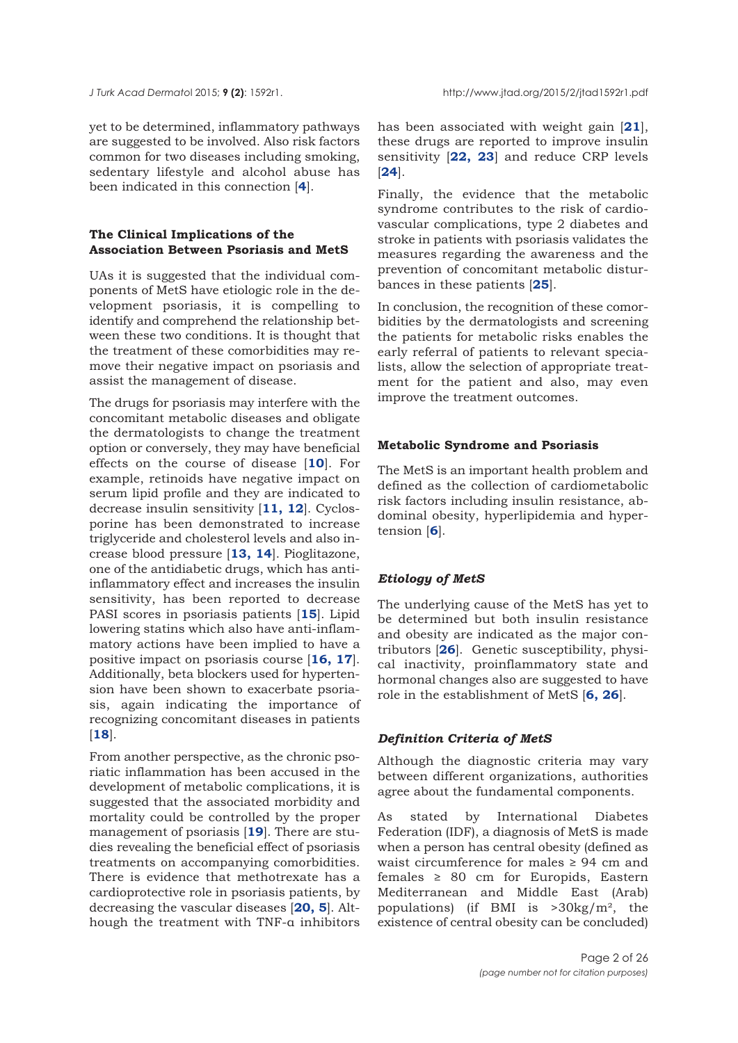yet to be determined, inflammatory pathways are suggested to be involved. Also risk factors common for two diseases including smoking, sedentary lifestyle and alcohol abuse has been indicated in this connection [4].

## The Clinical Implications of the Association Between Psoriasis and MetS

UAs it is suggested that the individual components of MetS have etiologic role in the development psoriasis, it is compelling to identify and comprehend the relationship between these two conditions. It is thought that the treatment of these comorbidities may remove their negative impact on psoriasis and assist the management of disease.

The drugs for psoriasis may interfere with the concomitant metabolic diseases and obligate the dermatologists to change the treatment option or conversely, they may have beneficial effects on the course of disease [10]. For example, retinoids have negative impact on serum lipid profile and they are indicated to decrease insulin sensitivity [11, 12]. Cyclosporine has been demonstrated to increase triglyceride and cholesterol levels and also increase blood pressure [13, 14]. Pioglitazone, one of the antidiabetic drugs, which has anti-inflammatory effect and increases the insulin sensitivity, has been reported to decrease PASI scores in psoriasis patients [15]. Lipid lowering statins which also have anti-inflammatory actions have been implied to have a positive impact on psoriasis course [16, 17]. Additionally, beta blockers used for hypertension have been shown to exacerbate psoriasis, again indicating the importance of recognizing concomitant diseases in patients [18].

From another perspective, as the chronic psoriatic inflammation has been accused in the development of metabolic complications, it is suggested that the associated morbidity and mortality could be controlled by the proper management of psoriasis [19]. There are studies revealing the beneficial effect of psoriasis treatments on accompanying comorbidities. There is evidence that methotrexate has a cardioprotective role in psoriasis patients, by decreasing the vascular diseases [20, 5]. Although the treatment with TNF-α inhibitors has been associated with weight gain [21], these drugs are reported to improve insulin sensitivity [22, 23] and reduce CRP levels [24].

Finally, the evidence that the metabolic syndrome contributes to the risk of cardiovascular complications, type 2 diabetes and stroke in patients with psoriasis validates the measures regarding the awareness and the prevention of concomitant metabolic disturbances in these patients [25].

In conclusion, the recognition of these comorbidities by the dermatologists and screening the patients for metabolic risks enables the early referral of patients to relevant specialists, allow the selection of appropriate treatment for the patient and also, may even improve the treatment outcomes.

## Metabolic Syndrome and Psoriasis

The MetS is an important health problem and defined as the collection of cardiometabolic risk factors including insulin resistance, abdominal obesity, hyperlipidemia and hypertension [6].

### *Etiology of MetS*

The underlying cause of the MetS has yet to be determined but both insulin resistance and obesity are indicated as the major contributors [26]. Genetic susceptibility, physical inactivity, proinflammatory state and hormonal changes also are suggested to have role in the establishment of MetS [6, 26].

### *Definition Criteria of MetS*

Although the diagnostic criteria may vary between different organizations, authorities agree about the fundamental components.

As stated by International Diabetes Federation (IDF), a diagnosis of MetS is made when a person has central obesity (defined as waist circumference for males ≥ 94 cm and females ≥ 80 cm for Europids, Eastern Mediterranean and Middle East (Arab) populations) (if BMI is $>30\text{kg/m}^2$, the existence of central obesity can be concluded)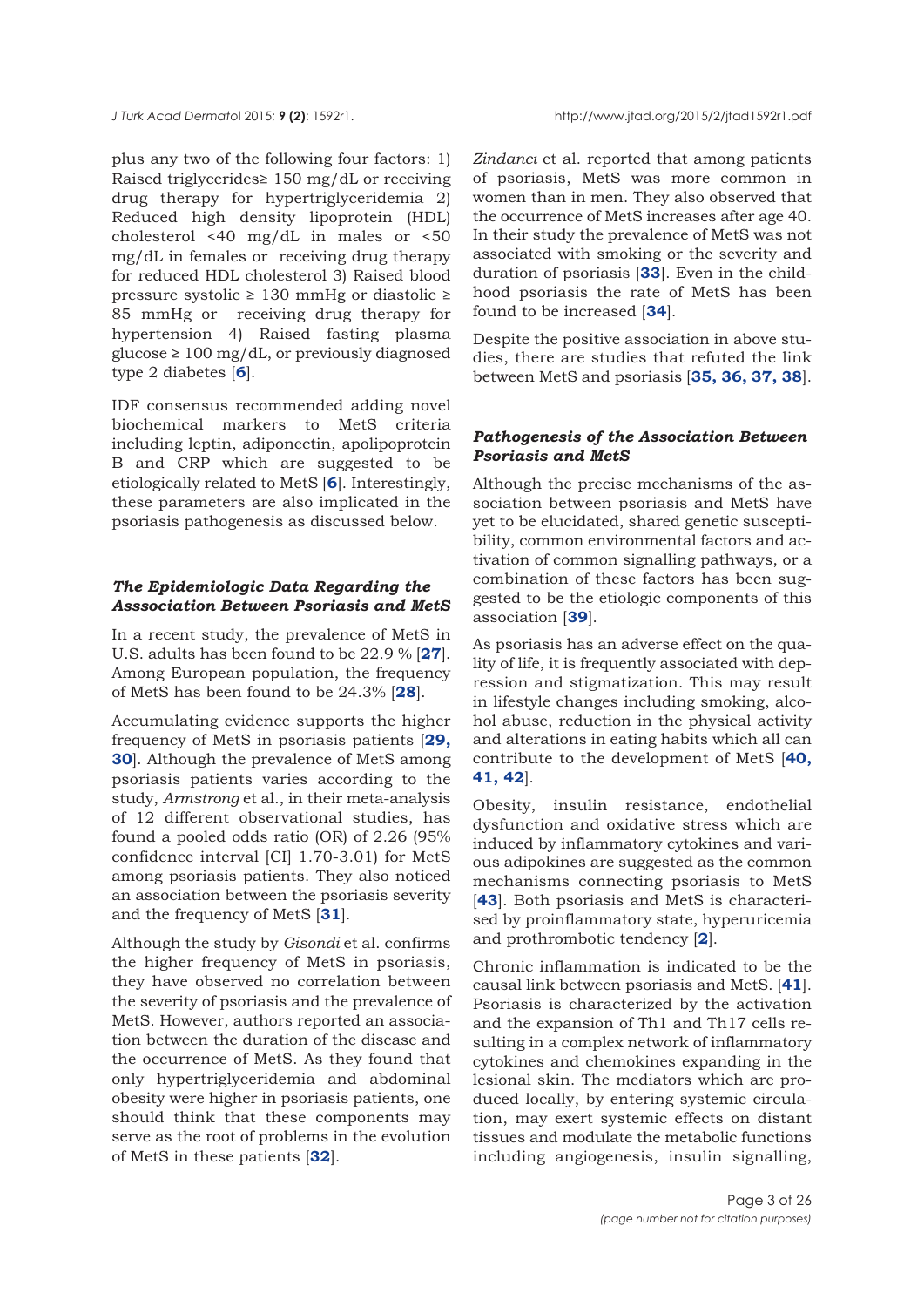plus any two of the following four factors: 1) Raised triglycerides≥ 150 mg/dL or receiving drug therapy for hypertriglyceridemia 2) Reduced high density lipoprotein (HDL) cholesterol <40 mg/dL in males or <50 mg/dL in females or receiving drug therapy for reduced HDL cholesterol 3) Raised blood pressure systolic ≥ 130 mmHg or diastolic ≥ 85 mmHg or receiving drug therapy for hypertension 4) Raised fasting plasma glucose ≥ 100 mg/dL, or previously diagnosed type 2 diabetes [**6**].

IDF consensus recommended adding novel biochemical markers to MetS criteria including leptin, adiponectin, apolipoprotein B and CRP which are suggested to be etiologically related to MetS [**6**]. Interestingly, these parameters are also implicated in the psoriasis pathogenesis as discussed below.

### *The Epidemiologic Data Regarding the Asssociation Between Psoriasis and MetS*

In a recent study, the prevalence of MetS in U.S. adults has been found to be 22.9 % [**27**]. Among European population, the frequency of MetS has been found to be 24.3% [**28**].

Accumulating evidence supports the higher frequency of MetS in psoriasis patients [**29, 30**]. Although the prevalence of MetS among psoriasis patients varies according to the study, *Armstrong* et al., in their meta-analysis of 12 different observational studies, has found a pooled odds ratio (OR) of 2.26 (95% confidence interval [CI] 1.70-3.01) for MetS among psoriasis patients. They also noticed an association between the psoriasis severity and the frequency of MetS [**31**].

Although the study by *Gisondi* et al. confirms the higher frequency of MetS in psoriasis, they have observed no correlation between the severity of psoriasis and the prevalence of MetS. However, authors reported an association between the duration of the disease and the occurrence of MetS. As they found that only hypertriglyceridemia and abdominal obesity were higher in psoriasis patients, one should think that these components may serve as the root of problems in the evolution of MetS in these patients [**32**].

*Zindancı* et al. reported that among patients of psoriasis, MetS was more common in women than in men. They also observed that the occurrence of MetS increases after age 40. In their study the prevalence of MetS was not associated with smoking or the severity and duration of psoriasis [**33**]. Even in the childhood psoriasis the rate of MetS has been found to be increased [**34**].

Despite the positive association in above studies, there are studies that refuted the link between MetS and psoriasis [**35, 36, 37, 38**].

### *Pathogenesis of the Association Between Psoriasis and MetS*

Although the precise mechanisms of the association between psoriasis and MetS have yet to be elucidated, shared genetic susceptibility, common environmental factors and activation of common signalling pathways, or a combination of these factors has been suggested to be the etiologic components of this association [**39**].

As psoriasis has an adverse effect on the quality of life, it is frequently associated with depression and stigmatization. This may result in lifestyle changes including smoking, alcohol abuse, reduction in the physical activity and alterations in eating habits which all can contribute to the development of MetS [**40, 41, 42**].

Obesity, insulin resistance, endothelial dysfunction and oxidative stress which are induced by inflammatory cytokines and various adipokines are suggested as the common mechanisms connecting psoriasis to MetS [**43**]. Both psoriasis and MetS is characterised by proinflammatory state, hyperuricemia and prothrombotic tendency [**2**].

Chronic inflammation is indicated to be the causal link between psoriasis and MetS. [**41**]. Psoriasis is characterized by the activation and the expansion of Th1 and Th17 cells resulting in a complex network of inflammatory cytokines and chemokines expanding in the lesional skin. The mediators which are produced locally, by entering systemic circulation, may exert systemic effects on distant tissues and modulate the metabolic functions including angiogenesis, insulin signalling,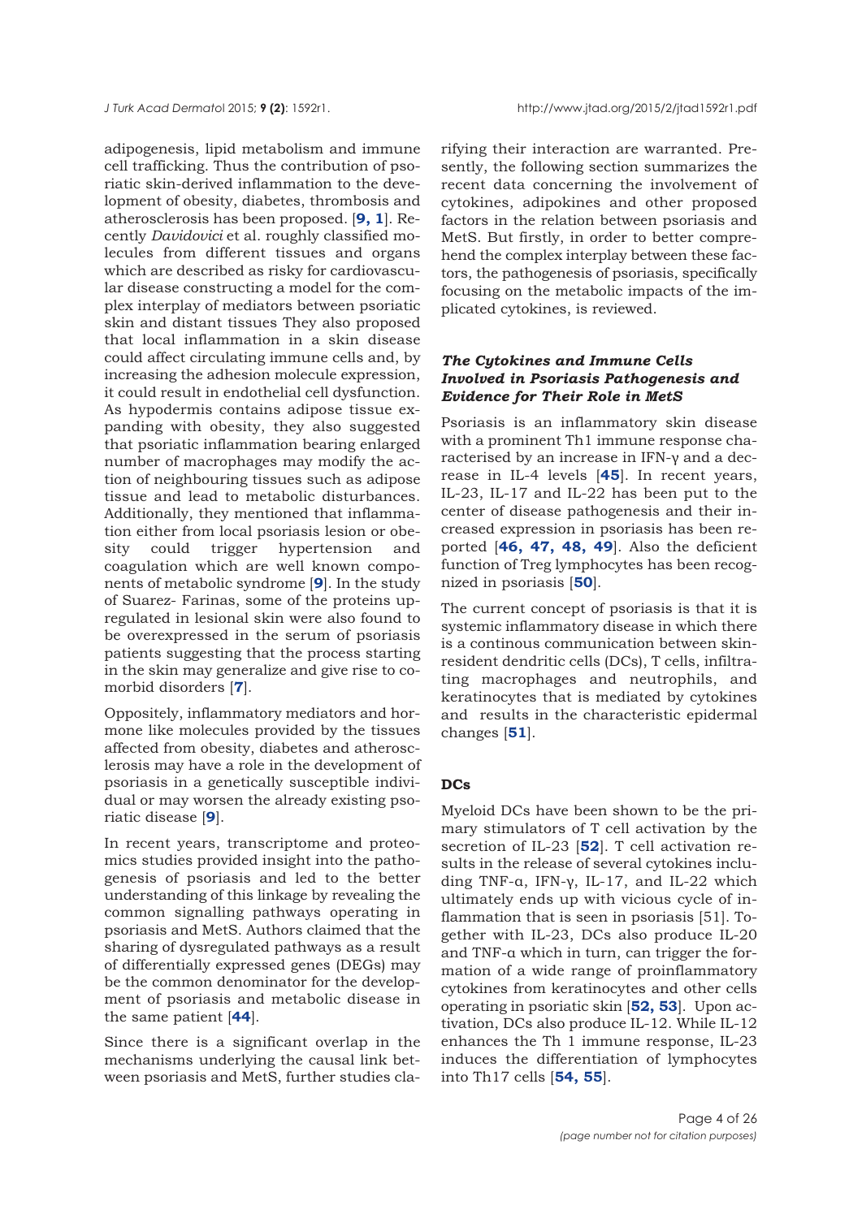adipogenesis, lipid metabolism and immune cell trafficking. Thus the contribution of psoriatic skin-derived inflammation to the development of obesity, diabetes, thrombosis and atherosclerosis has been proposed. [**9, 1**]. Recently *Davidovici* et al. roughly classified molecules from different tissues and organs which are described as risky for cardiovascular disease constructing a model for the complex interplay of mediators between psoriatic skin and distant tissues They also proposed that local inflammation in a skin disease could affect circulating immune cells and, by increasing the adhesion molecule expression, it could result in endothelial cell dysfunction. As hypodermis contains adipose tissue expanding with obesity, they also suggested that psoriatic inflammation bearing enlarged number of macrophages may modify the action of neighbouring tissues such as adipose tissue and lead to metabolic disturbances. Additionally, they mentioned that inflammation either from local psoriasis lesion or obesity could trigger hypertension and coagulation which are well known components of metabolic syndrome [**9**]. In the study of Suarez- Farinas, some of the proteins upregulated in lesional skin were also found to be overexpressed in the serum of psoriasis patients suggesting that the process starting in the skin may generalize and give rise to comorbid disorders [**7**].

Oppositely, inflammatory mediators and hormone like molecules provided by the tissues affected from obesity, diabetes and atherosclerosis may have a role in the development of psoriasis in a genetically susceptible individual or may worsen the already existing psoriatic disease [**9**].

In recent years, transcriptome and proteomics studies provided insight into the pathogenesis of psoriasis and led to the better understanding of this linkage by revealing the common signalling pathways operating in psoriasis and MetS. Authors claimed that the sharing of dysregulated pathways as a result of differentially expressed genes (DEGs) may be the common denominator for the development of psoriasis and metabolic disease in the same patient [**44**].

Since there is a significant overlap in the mechanisms underlying the causal link between psoriasis and MetS, further studies clarifying their interaction are warranted. Presently, the following section summarizes the recent data concerning the involvement of cytokines, adipokines and other proposed factors in the relation between psoriasis and MetS. But firstly, in order to better comprehend the complex interplay between these factors, the pathogenesis of psoriasis, specifically focusing on the metabolic impacts of the implicated cytokines, is reviewed.

### *The Cytokines and Immune Cells Involved in Psoriasis Pathogenesis and Evidence for Their Role in MetS*

Psoriasis is an inflammatory skin disease with a prominent Th1 immune response characterised by an increase in IFN-γ and a decrease in IL-4 levels [**45**]. In recent years, IL-23, IL-17 and IL-22 has been put to the center of disease pathogenesis and their increased expression in psoriasis has been reported [**46, 47, 48, 49**]. Also the deficient function of Treg lymphocytes has been recognized in psoriasis [**50**].

The current concept of psoriasis is that it is systemic inflammatory disease in which there is a continous communication between skin-resident dendritic cells (DCs), T cells, infiltrating macrophages and neutrophils, and keratinocytes that is mediated by cytokines and results in the characteristic epidermal changes [**51**].

#### DCs

Myeloid DCs have been shown to be the primary stimulators of T cell activation by the secretion of IL-23 [**52**]. T cell activation results in the release of several cytokines including TNF-α, IFN-γ, IL-17, and IL-22 which ultimately ends up with vicious cycle of inflammation that is seen in psoriasis [51]. Together with IL-23, DCs also produce IL-20 and TNF-α which in turn, can trigger the formation of a wide range of proinflammatory cytokines from keratinocytes and other cells operating in psoriatic skin [**52, 53**]. Upon activation, DCs also produce IL-12. While IL-12 enhances the Th 1 immune response, IL-23 induces the differentiation of lymphocytes into Th17 cells [**54, 55**].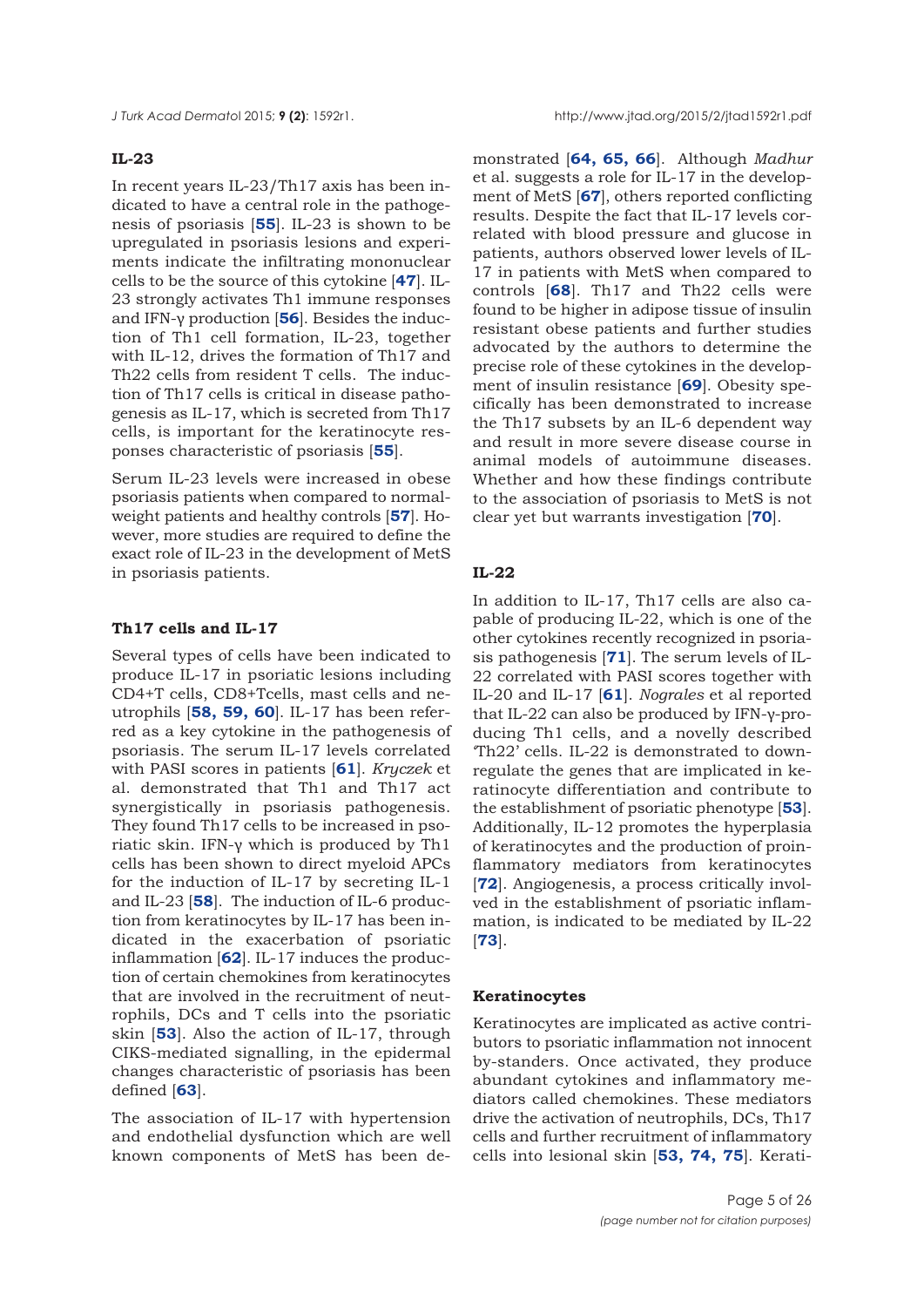### IL-23

In recent years IL-23/Th17 axis has been indicated to have a central role in the pathogenesis of psoriasis [55]. IL-23 is shown to be upregulated in psoriasis lesions and experiments indicate the infiltrating mononuclear cells to be the source of this cytokine [47]. IL-23 strongly activates Th1 immune responses and IFN-γ production [56]. Besides the induction of Th1 cell formation, IL-23, together with IL-12, drives the formation of Th17 and Th22 cells from resident T cells. The induction of Th17 cells is critical in disease pathogenesis as IL-17, which is secreted from Th17 cells, is important for the keratinocyte responses characteristic of psoriasis [55].

Serum IL-23 levels were increased in obese psoriasis patients when compared to normal-weight patients and healthy controls [57]. However, more studies are required to define the exact role of IL-23 in the development of MetS in psoriasis patients.

### Th17 cells and IL-17

Several types of cells have been indicated to produce IL-17 in psoriatic lesions including CD4+T cells, CD8+Tcells, mast cells and neutrophils [58, 59, 60]. IL-17 has been referred as a key cytokine in the pathogenesis of psoriasis. The serum IL-17 levels correlated with PASI scores in patients [61]. *Kryczek* et al. demonstrated that Th1 and Th17 act synergistically in psoriasis pathogenesis. They found Th17 cells to be increased in psoriatic skin. IFN-γ which is produced by Th1 cells has been shown to direct myeloid APCs for the induction of IL-17 by secreting IL-1 and IL-23 [58]. The induction of IL-6 production from keratinocytes by IL-17 has been indicated in the exacerbation of psoriatic inflammation [62]. IL-17 induces the production of certain chemokines from keratinocytes that are involved in the recruitment of neutrophils, DCs and T cells into the psoriatic skin [53]. Also the action of IL-17, through CIKS-mediated signalling, in the epidermal changes characteristic of psoriasis has been defined [63].

The association of IL-17 with hypertension and endothelial dysfunction which are well known components of MetS has been demonstrated [64, 65, 66]. Although *Madhur* et al. suggests a role for IL-17 in the development of MetS [67], others reported conflicting results. Despite the fact that IL-17 levels correlated with blood pressure and glucose in patients, authors observed lower levels of IL-17 in patients with MetS when compared to controls [68]. Th17 and Th22 cells were found to be higher in adipose tissue of insulin resistant obese patients and further studies advocated by the authors to determine the precise role of these cytokines in the development of insulin resistance [69]. Obesity specifically has been demonstrated to increase the Th17 subsets by an IL-6 dependent way and result in more severe disease course in animal models of autoimmune diseases. Whether and how these findings contribute to the association of psoriasis to MetS is not clear yet but warrants investigation [70].

### IL-22

In addition to IL-17, Th17 cells are also capable of producing IL-22, which is one of the other cytokines recently recognized in psoriasis pathogenesis [71]. The serum levels of IL-22 correlated with PASI scores together with IL-20 and IL-17 [61]. *Nograles* et al reported that IL-22 can also be produced by IFN-γ-producing Th1 cells, and a novelly described 'Th22' cells. IL-22 is demonstrated to down-regulate the genes that are implicated in keratinocyte differentiation and contribute to the establishment of psoriatic phenotype [53]. Additionally, IL-12 promotes the hyperplasia of keratinocytes and the production of proinflammatory mediators from keratinocytes [72]. Angiogenesis, a process critically involved in the establishment of psoriatic inflammation, is indicated to be mediated by IL-22 [73].

### Keratinocytes

Keratinocytes are implicated as active contributors to psoriatic inflammation not innocent by-standers. Once activated, they produce abundant cytokines and inflammatory mediators called chemokines. These mediators drive the activation of neutrophils, DCs, Th17 cells and further recruitment of inflammatory cells into lesional skin [53, 74, 75]. Kerati-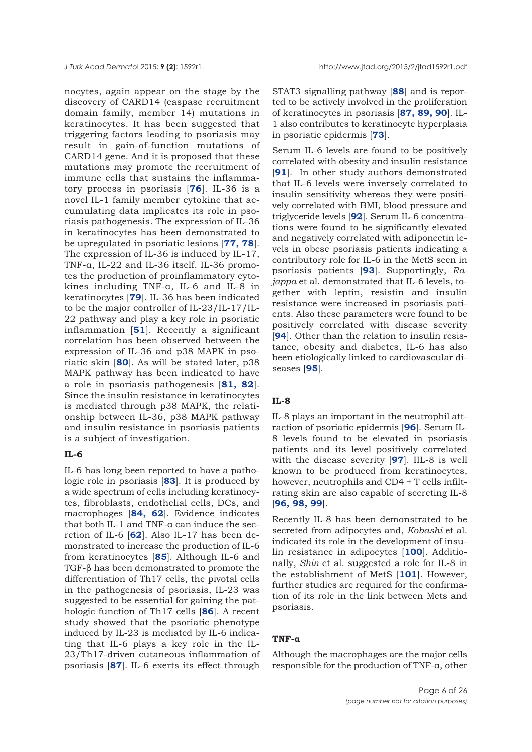nocytes, again appear on the stage by the discovery of CARD14 (caspase recruitment domain family, member 14) mutations in keratinocytes. It has been suggested that triggering factors leading to psoriasis may result in gain-of-function mutations of CARD14 gene. And it is proposed that these mutations may promote the recruitment of immune cells that sustains the inflammatory process in psoriasis [**76**]. IL-36 is a novel IL-1 family member cytokine that accumulating data implicates its role in psoriasis pathogenesis. The expression of IL-36 in keratinocytes has been demonstrated to be upregulated in psoriatic lesions [**77, 78**]. The expression of IL-36 is induced by IL-17, TNF-α, IL-22 and IL-36 itself. IL-36 promotes the production of proinflammatory cytokines including TNF-α, IL-6 and IL-8 in keratinocytes [**79**]. IL-36 has been indicated to be the major controller of IL-23/IL-17/IL-22 pathway and play a key role in psoriatic inflammation [**51**]. Recently a significant correlation has been observed between the expression of IL-36 and p38 MAPK in psoriatic skin [**80**]. As will be stated later, p38 MAPK pathway has been indicated to have a role in psoriasis pathogenesis [**81, 82**]. Since the insulin resistance in keratinocytes is mediated through p38 MAPK, the relationship between IL-36, p38 MAPK pathway and insulin resistance in psoriasis patients is a subject of investigation.

### IL-6

IL-6 has long been reported to have a pathologic role in psoriasis [**83**]. It is produced by a wide spectrum of cells including keratinocytes, fibroblasts, endothelial cells, DCs, and macrophages [**84, 62**]. Evidence indicates that both IL-1 and TNF-α can induce the secretion of IL-6 [**62**]. Also IL-17 has been demonstrated to increase the production of IL-6 from keratinocytes [**85**]. Although IL-6 and TGF-β has been demonstrated to promote the differentiation of Th17 cells, the pivotal cells in the pathogenesis of psoriasis, IL-23 was suggested to be essential for gaining the pathologic function of Th17 cells [**86**]. A recent study showed that the psoriatic phenotype induced by IL-23 is mediated by IL-6 indicating that IL-6 plays a key role in the IL-23/Th17-driven cutaneous inflammation of psoriasis [**87**]. IL-6 exerts its effect through STAT3 signalling pathway [**88**] and is reported to be actively involved in the proliferation of keratinocytes in psoriasis [**87, 89, 90**]. IL-1 also contributes to keratinocyte hyperplasia in psoriatic epidermis [**73**].

Serum IL-6 levels are found to be positively correlated with obesity and insulin resistance [**91**]. In other study authors demonstrated that IL-6 levels were inversely correlated to insulin sensitivity whereas they were positively correlated with BMI, blood pressure and triglyceride levels [**92**]. Serum IL-6 concentrations were found to be significantly elevated and negatively correlated with adiponectin levels in obese psoriasis patients indicating a contributory role for IL-6 in the MetS seen in psoriasis patients [**93**]. Supportingly, *Rajappa* et al. demonstrated that IL-6 levels, together with leptin, resistin and insulin resistance were increased in psoriasis patients. Also these parameters were found to be positively correlated with disease severity [**94**]. Other than the relation to insulin resistance, obesity and diabetes, IL-6 has also been etiologically linked to cardiovascular diseases [**95**].

### IL-8

IL-8 plays an important in the neutrophil attraction of psoriatic epidermis [**96**]. Serum IL-8 levels found to be elevated in psoriasis patients and its level positively correlated with the disease severity [**97**]. IIL-8 is well known to be produced from keratinocytes, however, neutrophils and CD4 + T cells infiltrating skin are also capable of secreting IL-8 [**96, 98, 99**].

Recently IL-8 has been demonstrated to be secreted from adipocytes and, *Kobashi* et al. indicated its role in the development of insulin resistance in adipocytes [**100**]. Additionally, *Shin* et al. suggested a role for IL-8 in the establishment of MetS [**101**]. However, further studies are required for the confirmation of its role in the link between Mets and psoriasis.

### TNF-α

Although the macrophages are the major cells responsible for the production of TNF-α, other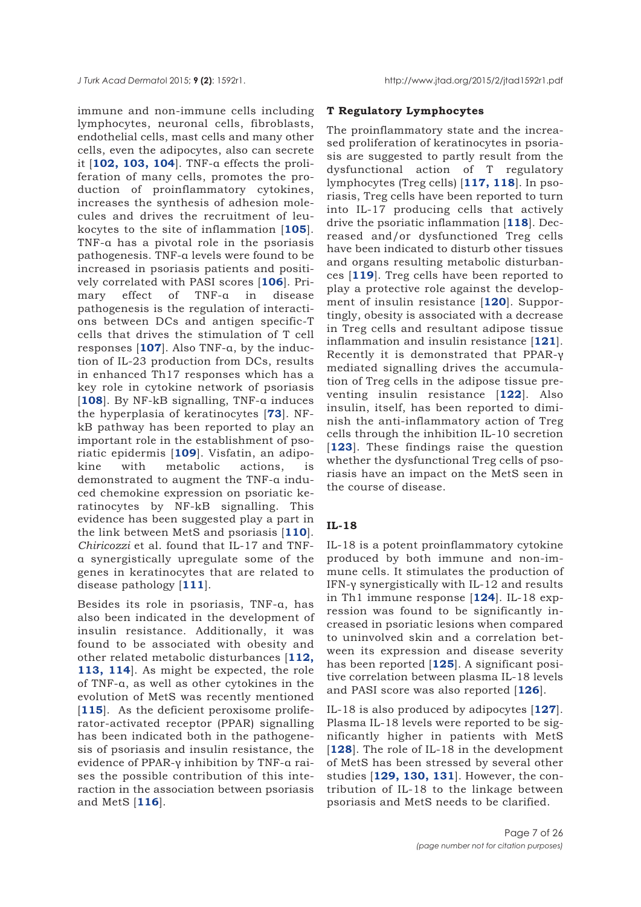immune and non-immune cells including lymphocytes, neuronal cells, fibroblasts, endothelial cells, mast cells and many other cells, even the adipocytes, also can secrete it [**102, 103, 104**]. TNF-α effects the proliferation of many cells, promotes the production of proinflammatory cytokines, increases the synthesis of adhesion molecules and drives the recruitment of leukocytes to the site of inflammation [**105**]. TNF-α has a pivotal role in the psoriasis pathogenesis. TNF-α levels were found to be increased in psoriasis patients and positively correlated with PASI scores [**106**]. Primary effect of TNF-α in disease pathogenesis is the regulation of interactions between DCs and antigen specific-T cells that drives the stimulation of T cell responses [**107**]. Also TNF-α, by the induction of IL-23 production from DCs, results in enhanced Th17 responses which has a key role in cytokine network of psoriasis [**108**]. By NF-kB signalling, TNF-α induces the hyperplasia of keratinocytes [**73**]. NF-kB pathway has been reported to play an important role in the establishment of psoriatic epidermis [**109**]. Visfatin, an adipokine with metabolic actions, is demonstrated to augment the TNF-α induced chemokine expression on psoriatic keratinocytes by NF-kB signalling. This evidence has been suggested play a part in the link between MetS and psoriasis [**110**]. *Chiricozzi* et al. found that IL-17 and TNF-α synergistically upregulate some of the genes in keratinocytes that are related to disease pathology [**111**].

Besides its role in psoriasis, TNF-α, has also been indicated in the development of insulin resistance. Additionally, it was found to be associated with obesity and other related metabolic disturbances [**112, 113, 114**]. As might be expected, the role of TNF-α, as well as other cytokines in the evolution of MetS was recently mentioned [**115**]. As the deficient peroxisome proliferator-activated receptor (PPAR) signalling has been indicated both in the pathogenesis of psoriasis and insulin resistance, the evidence of PPAR-γ inhibition by TNF-α raises the possible contribution of this interaction in the association between psoriasis and MetS [**116**].

### T Regulatory Lymphocytes

The proinflammatory state and the increased proliferation of keratinocytes in psoriasis are suggested to partly result from the dysfunctional action of T regulatory lymphocytes (Treg cells) [**117, 118**]. In psoriasis, Treg cells have been reported to turn into IL-17 producing cells that actively drive the psoriatic inflammation [**118**]. Decreased and/or dysfunctioned Treg cells have been indicated to disturb other tissues and organs resulting metabolic disturbances [**119**]. Treg cells have been reported to play a protective role against the development of insulin resistance [**120**]. Supportingly, obesity is associated with a decrease in Treg cells and resultant adipose tissue inflammation and insulin resistance [**121**]. Recently it is demonstrated that PPAR-γ mediated signalling drives the accumulation of Treg cells in the adipose tissue preventing insulin resistance [**122**]. Also insulin, itself, has been reported to diminish the anti-inflammatory action of Treg cells through the inhibition IL-10 secretion [**123**]. These findings raise the question whether the dysfunctional Treg cells of psoriasis have an impact on the MetS seen in the course of disease.

### IL-18

IL-18 is a potent proinflammatory cytokine produced by both immune and non-immune cells. It stimulates the production of IFN-γ synergistically with IL-12 and results in Th1 immune response [**124**]. IL-18 expression was found to be significantly increased in psoriatic lesions when compared to uninvolved skin and a correlation between its expression and disease severity has been reported [**125**]. A significant positive correlation between plasma IL-18 levels and PASI score was also reported [**126**].

IL-18 is also produced by adipocytes [**127**]. Plasma IL-18 levels were reported to be significantly higher in patients with MetS [**128**]. The role of IL-18 in the development of MetS has been stressed by several other studies [**129, 130, 131**]. However, the contribution of IL-18 to the linkage between psoriasis and MetS needs to be clarified.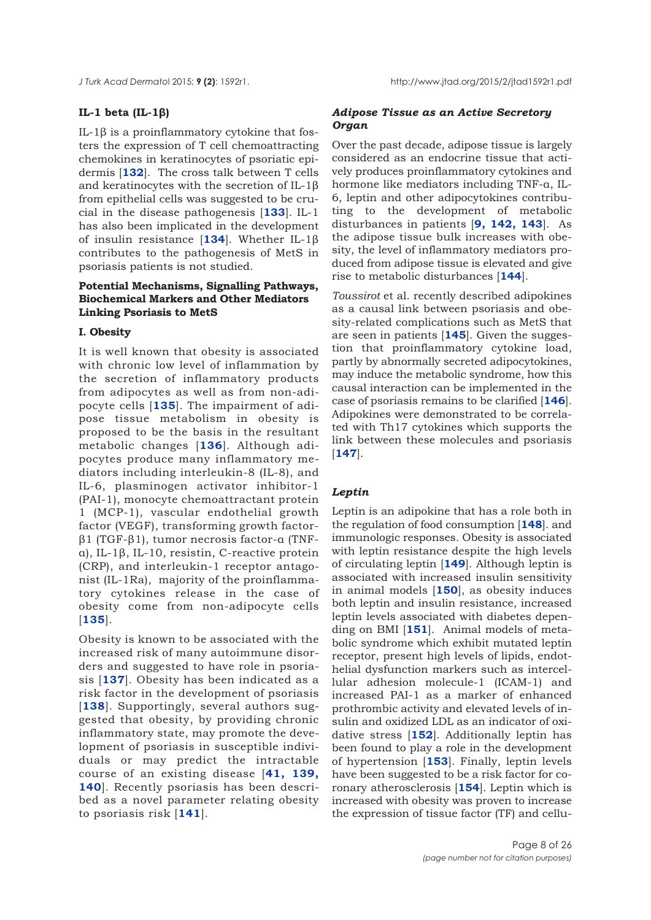### IL-1 beta (IL-1β)

IL-1β is a proinflammatory cytokine that fosters the expression of T cell chemoattracting chemokines in keratinocytes of psoriatic epidermis [**132**]. The cross talk between T cells and keratinocytes with the secretion of IL-1β from epithelial cells was suggested to be crucial in the disease pathogenesis [**133**]. IL-1 has also been implicated in the development of insulin resistance [**134**]. Whether IL-1β contributes to the pathogenesis of MetS in psoriasis patients is not studied.

### Potential Mechanisms, Signalling Pathways, Biochemical Markers and Other Mediators Linking Psoriasis to MetS

#### I. Obesity

It is well known that obesity is associated with chronic low level of inflammation by the secretion of inflammatory products from adipocytes as well as from non-adipocyte cells [**135**]. The impairment of adipose tissue metabolism in obesity is proposed to be the basis in the resultant metabolic changes [**136**]. Although adipocytes produce many inflammatory mediators including interleukin-8 (IL-8), and IL-6, plasminogen activator inhibitor-1 (PAI-1), monocyte chemoattractant protein 1 (MCP-1), vascular endothelial growth factor (VEGF), transforming growth factor-β1 (TGF-β1), tumor necrosis factor-α (TNF-α), IL-1β, IL-10, resistin, C-reactive protein (CRP), and interleukin-1 receptor antagonist (IL-1Ra), majority of the proinflammatory cytokines release in the case of obesity come from non-adipocyte cells [**135**].

Obesity is known to be associated with the increased risk of many autoimmune disorders and suggested to have role in psoriasis [**137**]. Obesity has been indicated as a risk factor in the development of psoriasis [**138**]. Supportingly, several authors suggested that obesity, by providing chronic inflammatory state, may promote the development of psoriasis in susceptible individuals or may predict the intractable course of an existing disease [**41, 139, 140**]. Recently psoriasis has been described as a novel parameter relating obesity to psoriasis risk [**141**].

#### *Adipose Tissue as an Active Secretory Organ*

Over the past decade, adipose tissue is largely considered as an endocrine tissue that actively produces proinflammatory cytokines and hormone like mediators including TNF-α, IL-6, leptin and other adipocytokines contributing to the development of metabolic disturbances in patients [**9, 142, 143**]. As the adipose tissue bulk increases with obesity, the level of inflammatory mediators produced from adipose tissue is elevated and give rise to metabolic disturbances [**144**].

*Toussirot* et al. recently described adipokines as a causal link between psoriasis and obesity-related complications such as MetS that are seen in patients [**145**]. Given the suggestion that proinflammatory cytokine load, partly by abnormally secreted adipocytokines, may induce the metabolic syndrome, how this causal interaction can be implemented in the case of psoriasis remains to be clarified [**146**]. Adipokines were demonstrated to be correlated with Th17 cytokines which supports the link between these molecules and psoriasis [**147**].

#### *Leptin*

Leptin is an adipokine that has a role both in the regulation of food consumption [**148**]. and immunologic responses. Obesity is associated with leptin resistance despite the high levels of circulating leptin [**149**]. Although leptin is associated with increased insulin sensitivity in animal models [**150**], as obesity induces both leptin and insulin resistance, increased leptin levels associated with diabetes depending on BMI [**151**]. Animal models of metabolic syndrome which exhibit mutated leptin receptor, present high levels of lipids, endothelial dysfunction markers such as intercellular adhesion molecule-1 (ICAM-1) and increased PAI-1 as a marker of enhanced prothrombic activity and elevated levels of insulin and oxidized LDL as an indicator of oxidative stress [**152**]. Additionally leptin has been found to play a role in the development of hypertension [**153**]. Finally, leptin levels have been suggested to be a risk factor for coronary atherosclerosis [**154**]. Leptin which is increased with obesity was proven to increase the expression of tissue factor (TF) and cellu-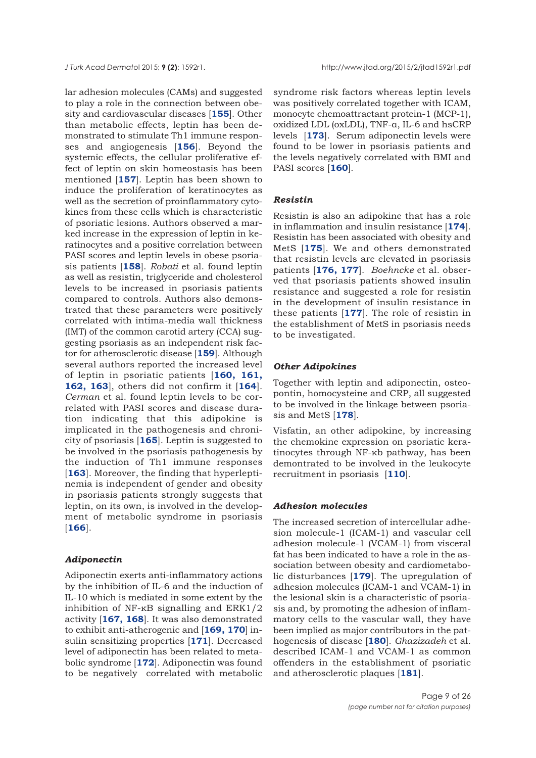lar adhesion molecules (CAMs) and suggested to play a role in the connection between obesity and cardiovascular diseases [**155**]. Other than metabolic effects, leptin has been demonstrated to stimulate Th1 immune responses and angiogenesis [**156**]. Beyond the systemic effects, the cellular proliferative effect of leptin on skin homeostasis has been mentioned [**157**]. Leptin has been shown to induce the proliferation of keratinocytes as well as the secretion of proinflammatory cytokines from these cells which is characteristic of psoriatic lesions. Authors observed a marked increase in the expression of leptin in keratinocytes and a positive correlation between PASI scores and leptin levels in obese psoriasis patients [**158**]. *Robati* et al. found leptin as well as resistin, triglyceride and cholesterol levels to be increased in psoriasis patients compared to controls. Authors also demonstrated that these parameters were positively correlated with intima-media wall thickness (IMT) of the common carotid artery (CCA) suggesting psoriasis as an independent risk factor for atherosclerotic disease [**159**]. Although several authors reported the increased level of leptin in psoriatic patients [**160, 161, 162, 163**], others did not confirm it [**164**]. *Cerman* et al. found leptin levels to be correlated with PASI scores and disease duration indicating that this adipokine is implicated in the pathogenesis and chronicity of psoriasis [**165**]. Leptin is suggested to be involved in the psoriasis pathogenesis by the induction of Th1 immune responses [**163**]. Moreover, the finding that hyperleptinemia is independent of gender and obesity in psoriasis patients strongly suggests that leptin, on its own, is involved in the development of metabolic syndrome in psoriasis [**166**].

### *Adiponectin*

Adiponectin exerts anti-inflammatory actions by the inhibition of IL-6 and the induction of IL-10 which is mediated in some extent by the inhibition of NF-κB signalling and ERK1/2 activity [**167, 168**]. It was also demonstrated to exhibit anti-atherogenic and [**169, 170**] insulin sensitizing properties [**171**]. Decreased level of adiponectin has been related to metabolic syndrome [**172**]. Adiponectin was found to be negatively correlated with metabolic syndrome risk factors whereas leptin levels was positively correlated together with ICAM, monocyte chemoattractant protein-1 (MCP-1), oxidized LDL (oxLDL), TNF-α, IL-6 and hsCRP levels [**173**]. Serum adiponectin levels were found to be lower in psoriasis patients and the levels negatively correlated with BMI and PASI scores [**160**].

### *Resistin*

Resistin is also an adipokine that has a role in inflammation and insulin resistance [**174**]. Resistin has been associated with obesity and MetS [**175**]. We and others demonstrated that resistin levels are elevated in psoriasis patients [**176, 177**]. *Boehncke* et al. observed that psoriasis patients showed insulin resistance and suggested a role for resistin in the development of insulin resistance in these patients [**177**]. The role of resistin in the establishment of MetS in psoriasis needs to be investigated.

### *Other Adipokines*

Together with leptin and adiponectin, osteopontin, homocysteine and CRP, all suggested to be involved in the linkage between psoriasis and MetS [**178**].

Visfatin, an other adipokine, by increasing the chemokine expression on psoriatic keratinocytes through NF-κb pathway, has been demontrated to be involved in the leukocyte recruitment in psoriasis [**110**].

### *Adhesion molecules*

The increased secretion of intercellular adhesion molecule-1 (ICAM-1) and vascular cell adhesion molecule-1 (VCAM-1) from visceral fat has been indicated to have a role in the association between obesity and cardiometabolic disturbances [**179**]. The upregulation of adhesion molecules (ICAM-1 and VCAM-1) in the lesional skin is a characteristic of psoriasis and, by promoting the adhesion of inflammatory cells to the vascular wall, they have been implied as major contributors in the pathogenesis of disease [**180**]. *Ghazizadeh* et al. described ICAM-1 and VCAM-1 as common offenders in the establishment of psoriatic and atherosclerotic plaques [**181**].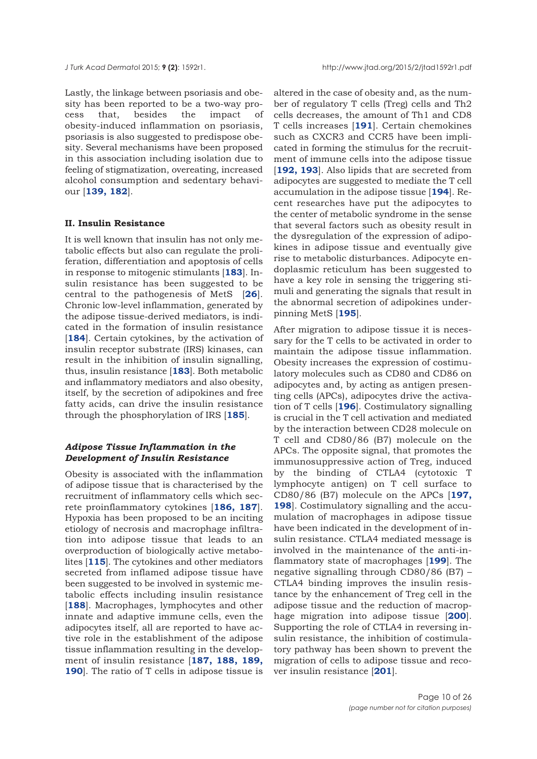Lastly, the linkage between psoriasis and obesity has been reported to be a two-way process that, besides the impact of obesity-induced inflammation on psoriasis, psoriasis is also suggested to predispose obesity. Several mechanisms have been proposed in this association including isolation due to feeling of stigmatization, overeating, increased alcohol consumption and sedentary behaviour [**139, 182**].

### II. Insulin Resistance

It is well known that insulin has not only metabolic effects but also can regulate the proliferation, differentiation and apoptosis of cells in response to mitogenic stimulants [**183**]. Insulin resistance has been suggested to be central to the pathogenesis of MetS [**26**]. Chronic low-level inflammation, generated by the adipose tissue-derived mediators, is indicated in the formation of insulin resistance [**184**]. Certain cytokines, by the activation of insulin receptor substrate (IRS) kinases, can result in the inhibition of insulin signalling, thus, insulin resistance [**183**]. Both metabolic and inflammatory mediators and also obesity, itself, by the secretion of adipokines and free fatty acids, can drive the insulin resistance through the phosphorylation of IRS [**185**].

#### *Adipose Tissue Inflammation in the Development of Insulin Resistance*

Obesity is associated with the inflammation of adipose tissue that is characterised by the recruitment of inflammatory cells which secrete proinflammatory cytokines [**186, 187**]. Hypoxia has been proposed to be an inciting etiology of necrosis and macrophage infiltration into adipose tissue that leads to an overproduction of biologically active metabolites [**115**]. The cytokines and other mediators secreted from inflamed adipose tissue have been suggested to be involved in systemic metabolic effects including insulin resistance [**188**]. Macrophages, lymphocytes and other innate and adaptive immune cells, even the adipocytes itself, all are reported to have active role in the establishment of the adipose tissue inflammation resulting in the development of insulin resistance [**187, 188, 189, 190**]. The ratio of T cells in adipose tissue is altered in the case of obesity and, as the number of regulatory T cells (Treg) cells and Th2 cells decreases, the amount of Th1 and CD8 T cells increases [**191**]. Certain chemokines such as CXCR3 and CCR5 have been implicated in forming the stimulus for the recruitment of immune cells into the adipose tissue [**192, 193**]. Also lipids that are secreted from adipocytes are suggested to mediate the T cell accumulation in the adipose tissue [**194**]. Recent researches have put the adipocytes to the center of metabolic syndrome in the sense that several factors such as obesity result in the dysregulation of the expression of adipokines in adipose tissue and eventually give rise to metabolic disturbances. Adipocyte endoplasmic reticulum has been suggested to have a key role in sensing the triggering stimuli and generating the signals that result in the abnormal secretion of adipokines underpinning MetS [**195**].

After migration to adipose tissue it is necessary for the T cells to be activated in order to maintain the adipose tissue inflammation. Obesity increases the expression of costimulatory molecules such as CD80 and CD86 on adipocytes and, by acting as antigen presenting cells (APCs), adipocytes drive the activation of T cells [**196**]. Costimulatory signalling is crucial in the T cell activation and mediated by the interaction between CD28 molecule on T cell and CD80/86 (B7) molecule on the APCs. The opposite signal, that promotes the immunosuppressive action of Treg, induced by the binding of CTLA4 (cytotoxic T lymphocyte antigen) on T cell surface to CD80/86 (B7) molecule on the APCs [**197, 198**]. Costimulatory signalling and the accumulation of macrophages in adipose tissue have been indicated in the development of insulin resistance. CTLA4 mediated message is involved in the maintenance of the anti-inflammatory state of macrophages [**199**]. The negative signalling through CD80/86 (B7) – CTLA4 binding improves the insulin resistance by the enhancement of Treg cell in the adipose tissue and the reduction of macrophage migration into adipose tissue [**200**]. Supporting the role of CTLA4 in reversing insulin resistance, the inhibition of costimulatory pathway has been shown to prevent the migration of cells to adipose tissue and recover insulin resistance [**201**].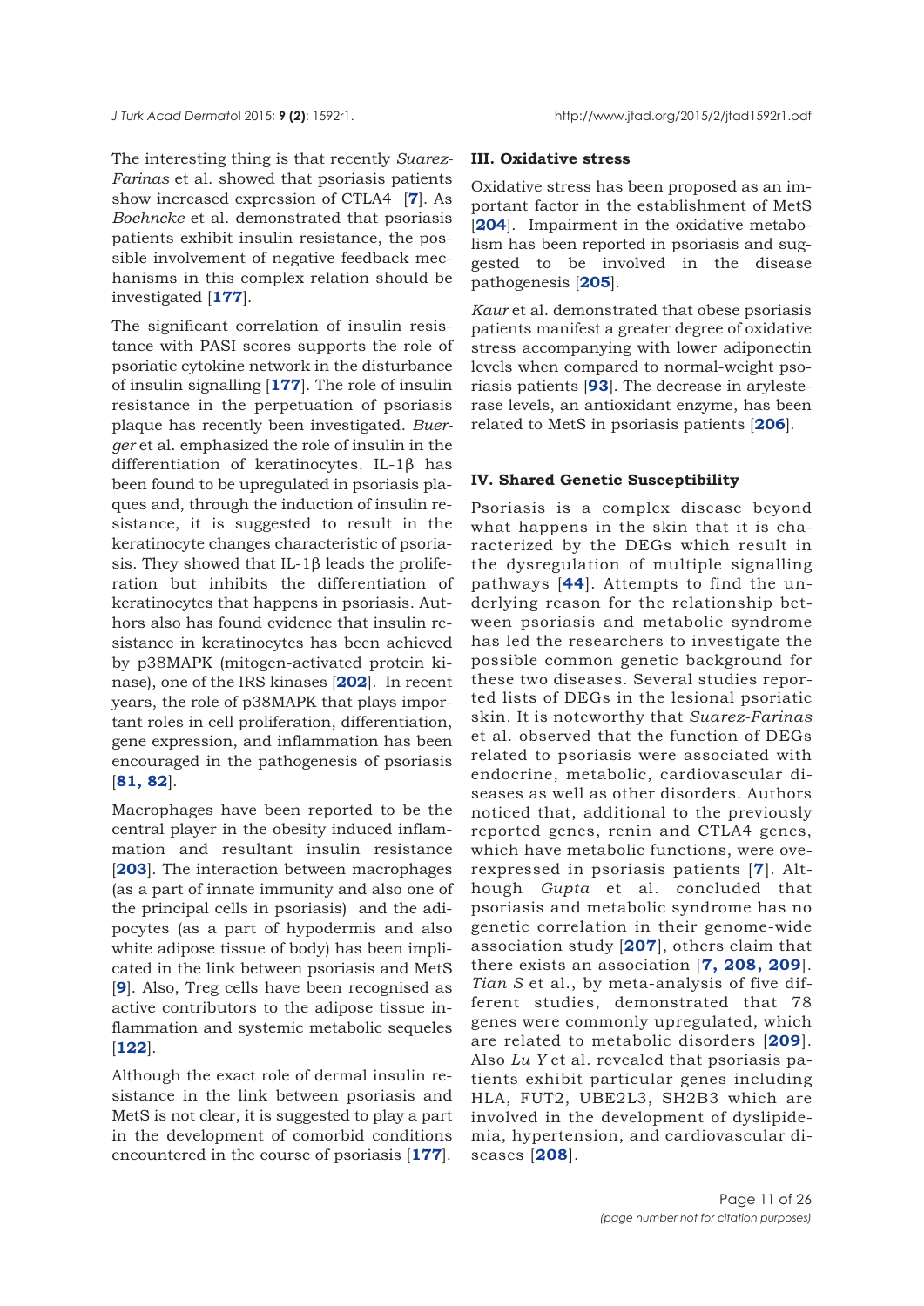The interesting thing is that recently *Suarez-Farinas* et al. showed that psoriasis patients show increased expression of CTLA4 [**7**]. As *Boehncke* et al. demonstrated that psoriasis patients exhibit insulin resistance, the possible involvement of negative feedback mechanisms in this complex relation should be investigated [**177**].

The significant correlation of insulin resistance with PASI scores supports the role of psoriatic cytokine network in the disturbance of insulin signalling [**177**]. The role of insulin resistance in the perpetuation of psoriasis plaque has recently been investigated. *Buerger* et al. emphasized the role of insulin in the differentiation of keratinocytes. IL-1β has been found to be upregulated in psoriasis plaques and, through the induction of insulin resistance, it is suggested to result in the keratinocyte changes characteristic of psoriasis. They showed that IL-1β leads the proliferation but inhibits the differentiation of keratinocytes that happens in psoriasis. Authors also has found evidence that insulin resistance in keratinocytes has been achieved by p38MAPK (mitogen-activated protein kinase), one of the IRS kinases [**202**]. In recent years, the role of p38MAPK that plays important roles in cell proliferation, differentiation, gene expression, and inflammation has been encouraged in the pathogenesis of psoriasis [**81, 82**].

Macrophages have been reported to be the central player in the obesity induced inflammation and resultant insulin resistance [**203**]. The interaction between macrophages (as a part of innate immunity and also one of the principal cells in psoriasis) and the adipocytes (as a part of hypodermis and also white adipose tissue of body) has been implicated in the link between psoriasis and MetS [**9**]. Also, Treg cells have been recognised as active contributors to the adipose tissue inflammation and systemic metabolic sequeles [**122**].

Although the exact role of dermal insulin resistance in the link between psoriasis and MetS is not clear, it is suggested to play a part in the development of comorbid conditions encountered in the course of psoriasis [**177**].

### III. Oxidative stress

Oxidative stress has been proposed as an important factor in the establishment of MetS [**204**]. Impairment in the oxidative metabolism has been reported in psoriasis and suggested to be involved in the disease pathogenesis [**205**].

*Kaur* et al. demonstrated that obese psoriasis patients manifest a greater degree of oxidative stress accompanying with lower adiponectin levels when compared to normal-weight psoriasis patients [**93**]. The decrease in arylesterase levels, an antioxidant enzyme, has been related to MetS in psoriasis patients [**206**].

### IV. Shared Genetic Susceptibility

Psoriasis is a complex disease beyond what happens in the skin that it is characterized by the DEGs which result in the dysregulation of multiple signalling pathways [**44**]. Attempts to find the underlying reason for the relationship between psoriasis and metabolic syndrome has led the researchers to investigate the possible common genetic background for these two diseases. Several studies reported lists of DEGs in the lesional psoriatic skin. It is noteworthy that *Suarez-Farinas* et al. observed that the function of DEGs related to psoriasis were associated with endocrine, metabolic, cardiovascular diseases as well as other disorders. Authors noticed that, additional to the previously reported genes, renin and CTLA4 genes, which have metabolic functions, were overexpressed in psoriasis patients [**7**]. Although *Gupta* et al. concluded that psoriasis and metabolic syndrome has no genetic correlation in their genome-wide association study [**207**], others claim that there exists an association [**7, 208, 209**]. *Tian S* et al., by meta-analysis of five different studies, demonstrated that 78 genes were commonly upregulated, which are related to metabolic disorders [**209**]. Also *Lu Y* et al. revealed that psoriasis patients exhibit particular genes including HLA, FUT2, UBE2L3, SH2B3 which are involved in the development of dyslipidemia, hypertension, and cardiovascular diseases [**208**].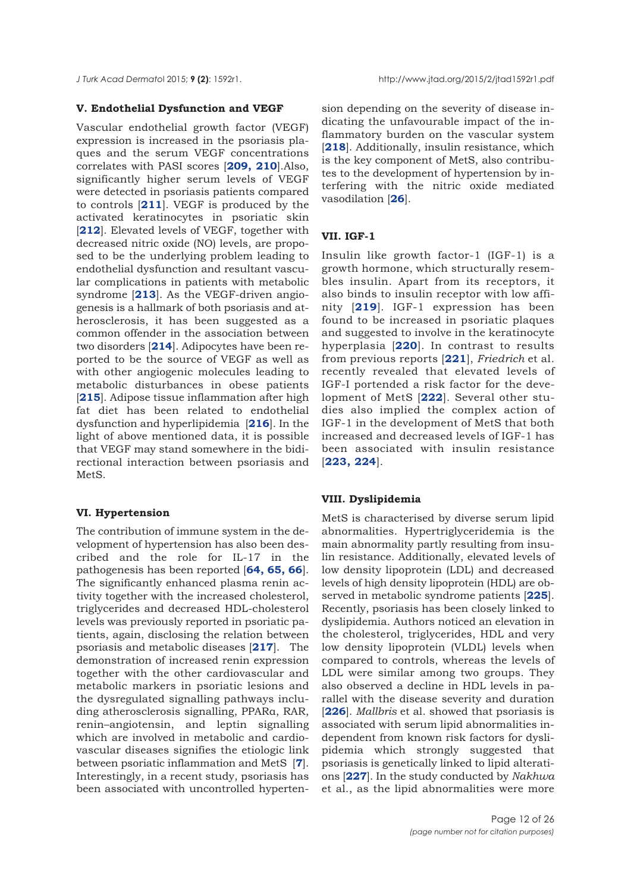### V. Endothelial Dysfunction and VEGF

Vascular endothelial growth factor (VEGF) expression is increased in the psoriasis plaques and the serum VEGF concentrations correlates with PASI scores [**209, 210**].Also, significantly higher serum levels of VEGF were detected in psoriasis patients compared to controls [**211**]. VEGF is produced by the activated keratinocytes in psoriatic skin [**212**]. Elevated levels of VEGF, together with decreased nitric oxide (NO) levels, are proposed to be the underlying problem leading to endothelial dysfunction and resultant vascular complications in patients with metabolic syndrome [**213**]. As the VEGF-driven angiogenesis is a hallmark of both psoriasis and atherosclerosis, it has been suggested as a common offender in the association between two disorders [**214**]. Adipocytes have been reported to be the source of VEGF as well as with other angiogenic molecules leading to metabolic disturbances in obese patients [**215**]. Adipose tissue inflammation after high fat diet has been related to endothelial dysfunction and hyperlipidemia [**216**]. In the light of above mentioned data, it is possible that VEGF may stand somewhere in the bidirectional interaction between psoriasis and MetS.

### VI. Hypertension

The contribution of immune system in the development of hypertension has also been described and the role for IL-17 in the pathogenesis has been reported [**64, 65, 66**]. The significantly enhanced plasma renin activity together with the increased cholesterol, triglycerides and decreased HDL-cholesterol levels was previously reported in psoriatic patients, again, disclosing the relation between psoriasis and metabolic diseases [**217**]. The demonstration of increased renin expression together with the other cardiovascular and metabolic markers in psoriatic lesions and the dysregulated signalling pathways including atherosclerosis signalling, PPARα, RAR, renin–angiotensin, and leptin signalling which are involved in metabolic and cardiovascular diseases signifies the etiologic link between psoriatic inflammation and MetS [**7**]. Interestingly, in a recent study, psoriasis has been associated with uncontrolled hypertension depending on the severity of disease indicating the unfavourable impact of the inflammatory burden on the vascular system [**218**]. Additionally, insulin resistance, which is the key component of MetS, also contributes to the development of hypertension by interfering with the nitric oxide mediated vasodilation [**26**].

### VII. IGF-1

Insulin like growth factor-1 (IGF-1) is a growth hormone, which structurally resembles insulin. Apart from its receptors, it also binds to insulin receptor with low affinity [**219**]. IGF-1 expression has been found to be increased in psoriatic plaques and suggested to involve in the keratinocyte hyperplasia [**220**]. In contrast to results from previous reports [**221**], *Friedrich* et al. recently revealed that elevated levels of IGF-I portended a risk factor for the development of MetS [**222**]. Several other studies also implied the complex action of IGF-1 in the development of MetS that both increased and decreased levels of IGF-1 has been associated with insulin resistance [**223, 224**].

### VIII. Dyslipidemia

MetS is characterised by diverse serum lipid abnormalities. Hypertriglyceridemia is the main abnormality partly resulting from insulin resistance. Additionally, elevated levels of low density lipoprotein (LDL) and decreased levels of high density lipoprotein (HDL) are observed in metabolic syndrome patients [**225**]. Recently, psoriasis has been closely linked to dyslipidemia. Authors noticed an elevation in the cholesterol, triglycerides, HDL and very low density lipoprotein (VLDL) levels when compared to controls, whereas the levels of LDL were similar among two groups. They also observed a decline in HDL levels in parallel with the disease severity and duration [**226**]. *Mallbris* et al. showed that psoriasis is associated with serum lipid abnormalities independent from known risk factors for dyslipidemia which strongly suggested that psoriasis is genetically linked to lipid alterations [**227**]. In the study conducted by *Nakhwa* et al., as the lipid abnormalities were more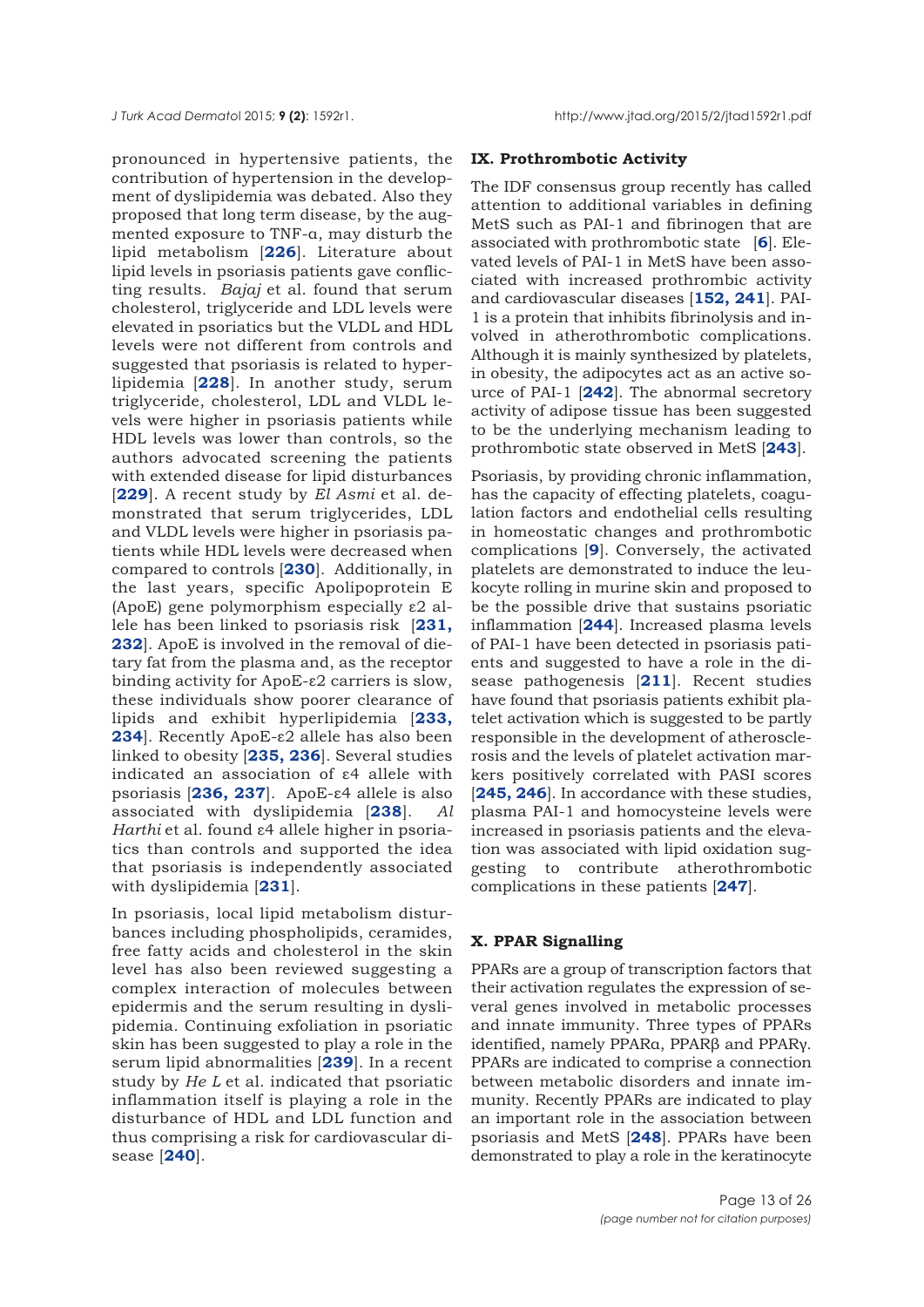pronounced in hypertensive patients, the contribution of hypertension in the development of dyslipidemia was debated. Also they proposed that long term disease, by the augmented exposure to TNF-α, may disturb the lipid metabolism [**226**]. Literature about lipid levels in psoriasis patients gave conflicting results. *Bajaj* et al. found that serum cholesterol, triglyceride and LDL levels were elevated in psoriatics but the VLDL and HDL levels were not different from controls and suggested that psoriasis is related to hyperlipidemia [**228**]. In another study, serum triglyceride, cholesterol, LDL and VLDL levels were higher in psoriasis patients while HDL levels was lower than controls, so the authors advocated screening the patients with extended disease for lipid disturbances [**229**]. A recent study by *El Asmi* et al. demonstrated that serum triglycerides, LDL and VLDL levels were higher in psoriasis patients while HDL levels were decreased when compared to controls [**230**]. Additionally, in the last years, specific Apolipoprotein E (ApoE) gene polymorphism especially ε2 allele has been linked to psoriasis risk [**231, 232**]. ApoE is involved in the removal of dietary fat from the plasma and, as the receptor binding activity for ApoE-ε2 carriers is slow, these individuals show poorer clearance of lipids and exhibit hyperlipidemia [**233, 234**]. Recently ApoE-ε2 allele has also been linked to obesity [**235, 236**]. Several studies indicated an association of ε4 allele with psoriasis [**236, 237**]. ApoE-ε4 allele is also associated with dyslipidemia [**238**]. *Al Harthi* et al. found ε4 allele higher in psoriatics than controls and supported the idea that psoriasis is independently associated with dyslipidemia [**231**].

In psoriasis, local lipid metabolism disturbances including phospholipids, ceramides, free fatty acids and cholesterol in the skin level has also been reviewed suggesting a complex interaction of molecules between epidermis and the serum resulting in dyslipidemia. Continuing exfoliation in psoriatic skin has been suggested to play a role in the serum lipid abnormalities [**239**]. In a recent study by *He L* et al. indicated that psoriatic inflammation itself is playing a role in the disturbance of HDL and LDL function and thus comprising a risk for cardiovascular disease [**240**].

### IX. Prothrombotic Activity

The IDF consensus group recently has called attention to additional variables in defining MetS such as PAI-1 and fibrinogen that are associated with prothrombotic state [**6**]. Elevated levels of PAI-1 in MetS have been associated with increased prothrombic activity and cardiovascular diseases [**152, 241**]. PAI-1 is a protein that inhibits fibrinolysis and involved in atherothrombotic complications. Although it is mainly synthesized by platelets, in obesity, the adipocytes act as an active source of PAI-1 [**242**]. The abnormal secretory activity of adipose tissue has been suggested to be the underlying mechanism leading to prothrombotic state observed in MetS [**243**].

Psoriasis, by providing chronic inflammation, has the capacity of effecting platelets, coagulation factors and endothelial cells resulting in homeostatic changes and prothrombotic complications [**9**]. Conversely, the activated platelets are demonstrated to induce the leukocyte rolling in murine skin and proposed to be the possible drive that sustains psoriatic inflammation [**244**]. Increased plasma levels of PAI-1 have been detected in psoriasis patients and suggested to have a role in the disease pathogenesis [**211**]. Recent studies have found that psoriasis patients exhibit platelet activation which is suggested to be partly responsible in the development of atherosclerosis and the levels of platelet activation markers positively correlated with PASI scores [**245, 246**]. In accordance with these studies, plasma PAI-1 and homocysteine levels were increased in psoriasis patients and the elevation was associated with lipid oxidation suggesting to contribute atherothrombotic complications in these patients [**247**].

### X. PPAR Signalling

PPARs are a group of transcription factors that their activation regulates the expression of several genes involved in metabolic processes and innate immunity. Three types of PPARs identified, namely PPARα, PPARβ and PPARγ. PPARs are indicated to comprise a connection between metabolic disorders and innate immunity. Recently PPARs are indicated to play an important role in the association between psoriasis and MetS [**248**]. PPARs have been demonstrated to play a role in the keratinocyte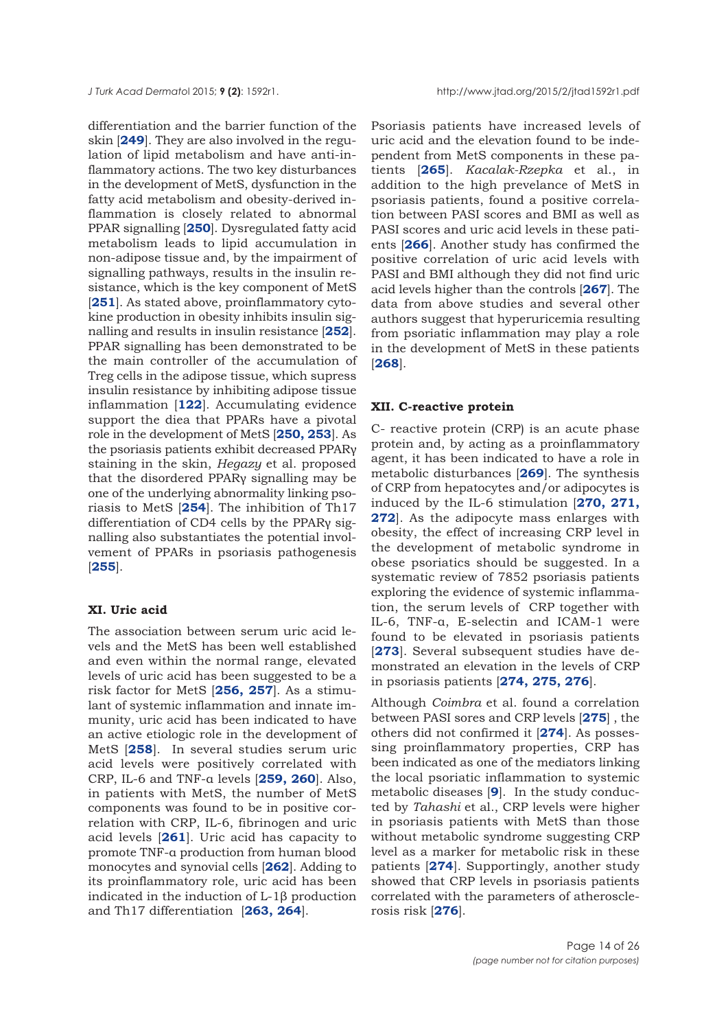differentiation and the barrier function of the skin [**249**]. They are also involved in the regulation of lipid metabolism and have anti-inflammatory actions. The two key disturbances in the development of MetS, dysfunction in the fatty acid metabolism and obesity-derived inflammation is closely related to abnormal PPAR signalling [**250**]. Dysregulated fatty acid metabolism leads to lipid accumulation in non-adipose tissue and, by the impairment of signalling pathways, results in the insulin resistance, which is the key component of MetS [**251**]. As stated above, proinflammatory cytokine production in obesity inhibits insulin signalling and results in insulin resistance [**252**]. PPAR signalling has been demonstrated to be the main controller of the accumulation of Treg cells in the adipose tissue, which supress insulin resistance by inhibiting adipose tissue inflammation [**122**]. Accumulating evidence support the diea that PPARs have a pivotal role in the development of MetS [**250, 253**]. As the psoriasis patients exhibit decreased PPARγ staining in the skin, *Hegazy* et al. proposed that the disordered PPARγ signalling may be one of the underlying abnormality linking psoriasis to MetS [**254**]. The inhibition of Th17 differentiation of CD4 cells by the PPARγ signalling also substantiates the potential involvement of PPARs in psoriasis pathogenesis [**255**].

### XI. Uric acid

The association between serum uric acid levels and the MetS has been well established and even within the normal range, elevated levels of uric acid has been suggested to be a risk factor for MetS [**256, 257**]. As a stimulant of systemic inflammation and innate immunity, uric acid has been indicated to have an active etiologic role in the development of MetS [**258**]. In several studies serum uric acid levels were positively correlated with CRP, IL-6 and TNF-α levels [**259, 260**]. Also, in patients with MetS, the number of MetS components was found to be in positive correlation with CRP, IL-6, fibrinogen and uric acid levels [**261**]. Uric acid has capacity to promote TNF-α production from human blood monocytes and synovial cells [**262**]. Adding to its proinflammatory role, uric acid has been indicated in the induction of L-1β production and Th17 differentiation [**263, 264**].

Psoriasis patients have increased levels of uric acid and the elevation found to be independent from MetS components in these patients [**265**]. *Kacalak-Rzepka* et al., in addition to the high prevelance of MetS in psoriasis patients, found a positive correlation between PASI scores and BMI as well as PASI scores and uric acid levels in these patients [**266**]. Another study has confirmed the positive correlation of uric acid levels with PASI and BMI although they did not find uric acid levels higher than the controls [**267**]. The data from above studies and several other authors suggest that hyperuricemia resulting from psoriatic inflammation may play a role in the development of MetS in these patients [**268**].

### XII. C-reactive protein

C- reactive protein (CRP) is an acute phase protein and, by acting as a proinflammatory agent, it has been indicated to have a role in metabolic disturbances [**269**]. The synthesis of CRP from hepatocytes and/or adipocytes is induced by the IL-6 stimulation [**270, 271, 272**]. As the adipocyte mass enlarges with obesity, the effect of increasing CRP level in the development of metabolic syndrome in obese psoriatics should be suggested. In a systematic review of 7852 psoriasis patients exploring the evidence of systemic inflammation, the serum levels of CRP together with IL-6, TNF-α, E-selectin and ICAM-1 were found to be elevated in psoriasis patients [**273**]. Several subsequent studies have demonstrated an elevation in the levels of CRP in psoriasis patients [**274, 275, 276**].

Although *Coimbra* et al. found a correlation between PASI sores and CRP levels [**275**] , the others did not confirmed it [**274**]. As possessing proinflammatory properties, CRP has been indicated as one of the mediators linking the local psoriatic inflammation to systemic metabolic diseases [**9**]. In the study conducted by *Tahashi* et al., CRP levels were higher in psoriasis patients with MetS than those without metabolic syndrome suggesting CRP level as a marker for metabolic risk in these patients [**274**]. Supportingly, another study showed that CRP levels in psoriasis patients correlated with the parameters of atherosclerosis risk [**276**].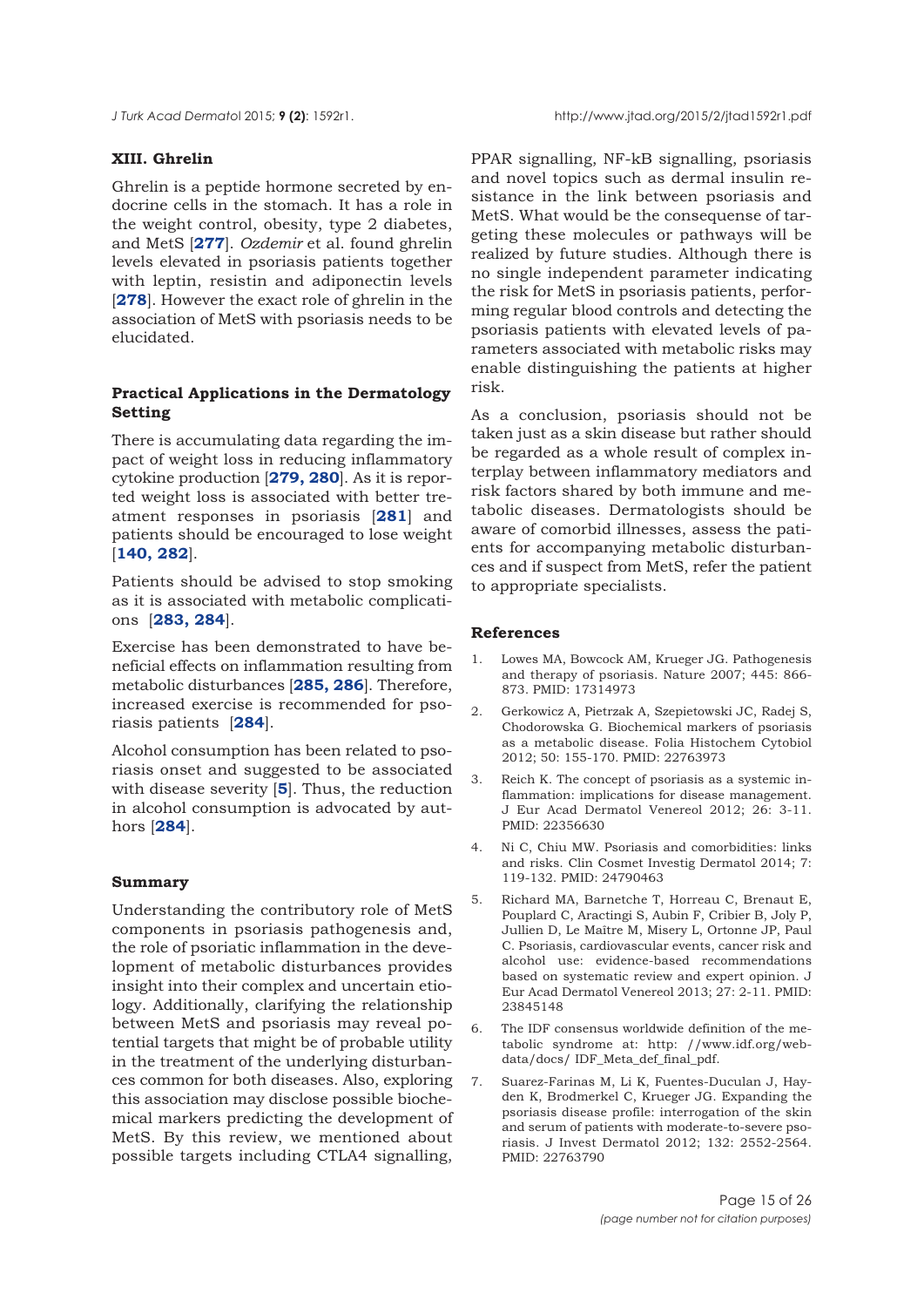## XIII. Ghrelin

Ghrelin is a peptide hormone secreted by endocrine cells in the stomach. It has a role in the weight control, obesity, type 2 diabetes, and MetS [**277**]. *Ozdemir* et al. found ghrelin levels elevated in psoriasis patients together with leptin, resistin and adiponectin levels [**278**]. However the exact role of ghrelin in the association of MetS with psoriasis needs to be elucidated.

## Practical Applications in the Dermatology Setting

There is accumulating data regarding the impact of weight loss in reducing inflammatory cytokine production [**279, 280**]. As it is reported weight loss is associated with better treatment responses in psoriasis [**281**] and patients should be encouraged to lose weight [**140, 282**].

Patients should be advised to stop smoking as it is associated with metabolic complications [**283, 284**].

Exercise has been demonstrated to have beneficial effects on inflammation resulting from metabolic disturbances [**285, 286**]. Therefore, increased exercise is recommended for psoriasis patients [**284**].

Alcohol consumption has been related to psoriasis onset and suggested to be associated with disease severity [**5**]. Thus, the reduction in alcohol consumption is advocated by authors [**284**].

## Summary

Understanding the contributory role of MetS components in psoriasis pathogenesis and, the role of psoriatic inflammation in the development of metabolic disturbances provides insight into their complex and uncertain etiology. Additionally, clarifying the relationship between MetS and psoriasis may reveal potential targets that might be of probable utility in the treatment of the underlying disturbances common for both diseases. Also, exploring this association may disclose possible biochemical markers predicting the development of MetS. By this review, we mentioned about possible targets including CTLA4 signalling, PPAR signalling, NF-kB signalling, psoriasis and novel topics such as dermal insulin resistance in the link between psoriasis and MetS. What would be the consequense of targeting these molecules or pathways will be realized by future studies. Although there is no single independent parameter indicating the risk for MetS in psoriasis patients, performing regular blood controls and detecting the psoriasis patients with elevated levels of parameters associated with metabolic risks may enable distinguishing the patients at higher risk.

As a conclusion, psoriasis should not be taken just as a skin disease but rather should be regarded as a whole result of complex interplay between inflammatory mediators and risk factors shared by both immune and metabolic diseases. Dermatologists should be aware of comorbid illnesses, assess the patients for accompanying metabolic disturbances and if suspect from MetS, refer the patient to appropriate specialists.

## References

1. Lowes MA, Bowcock AM, Krueger JG. Pathogenesis and therapy of psoriasis. Nature 2007; 445: 866-873. PMID: 17314973
2. Gerkowicz A, Pietrzak A, Szepietowski JC, Radej S, Chodorowska G. Biochemical markers of psoriasis as a metabolic disease. Folia Histochem Cytobiol 2012; 50: 155-170. PMID: 22763973
3. Reich K. The concept of psoriasis as a systemic inflammation: implications for disease management. J Eur Acad Dermatol Venereol 2012; 26: 3-11. PMID: 22356630
4. Ni C, Chiu MW. Psoriasis and comorbidities: links and risks. Clin Cosmet Investig Dermatol 2014; 7: 119-132. PMID: 24790463
5. Richard MA, Barnetche T, Horreau C, Brenaut E, Pouplard C, Aractingi S, Aubin F, Cribier B, Joly P, Jullien D, Le Maître M, Misery L, Ortonne JP, Paul C. Psoriasis, cardiovascular events, cancer risk and alcohol use: evidence-based recommendations based on systematic review and expert opinion. J Eur Acad Dermatol Venereol 2013; 27: 2-11. PMID: 23845148
6. The IDF consensus worldwide definition of the metabolic syndrome at: http: //www.idf.org/webdata/docs/ IDF_Meta_def_final_pdf.
7. Suarez-Farinas M, Li K, Fuentes-Duculan J, Hayden K, Brodmerkel C, Krueger JG. Expanding the psoriasis disease profile: interrogation of the skin and serum of patients with moderate-to-severe psoriasis. J Invest Dermatol 2012; 132: 2552-2564. PMID: 22763790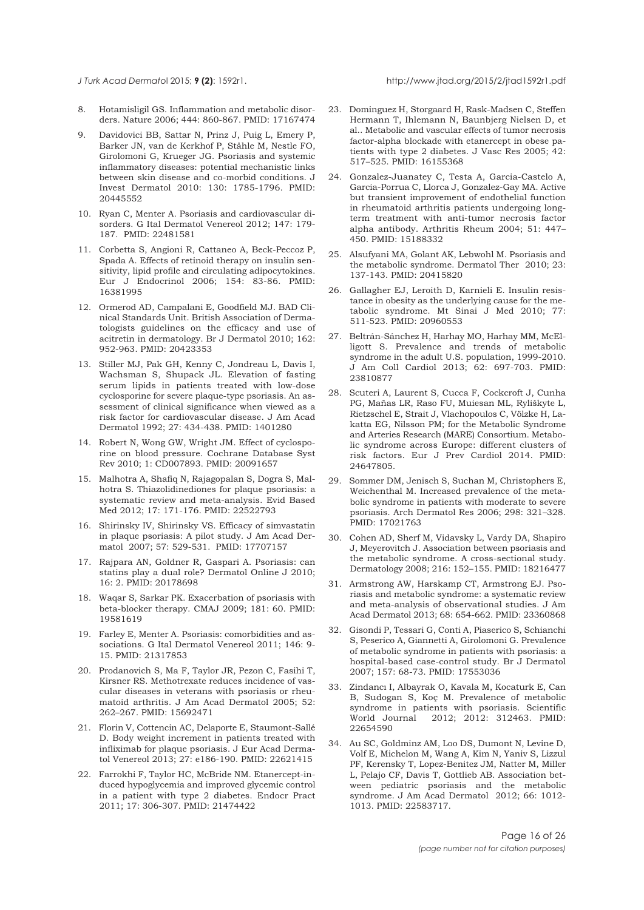8. Hotamisligil GS. Inflammation and metabolic disorders. Nature 2006; 444: 860-867. PMID: 17167474

9. Davidovici BB, Sattar N, Prinz J, Puig L, Emery P, Barker JN, van de Kerkhof P, Ståhle M, Nestle FO, Girolomoni G, Krueger JG. Psoriasis and systemic inflammatory diseases: potential mechanistic links between skin disease and co-morbid conditions. J Invest Dermatol 2010: 130: 1785-1796. PMID: 20445552

10. Ryan C, Menter A. Psoriasis and cardiovascular disorders. G Ital Dermatol Venereol 2012; 147: 179-187. PMID: 22481581

11. Corbetta S, Angioni R, Cattaneo A, Beck-Peccoz P, Spada A. Effects of retinoid therapy on insulin sensitivity, lipid profile and circulating adipocytokines. Eur J Endocrinol 2006; 154: 83-86. PMID: 16381995

12. Ormerod AD, Campalani E, Goodfield MJ. BAD Clinical Standards Unit. British Association of Dermatologists guidelines on the efficacy and use of acitretin in dermatology. Br J Dermatol 2010; 162: 952-963. PMID: 20423353

13. Stiller MJ, Pak GH, Kenny C, Jondreau L, Davis I, Wachsman S, Shupack JL. Elevation of fasting serum lipids in patients treated with low-dose cyclosporine for severe plaque-type psoriasis. An assessment of clinical significance when viewed as a risk factor for cardiovascular disease. J Am Acad Dermatol 1992; 27: 434-438. PMID: 1401280

14. Robert N, Wong GW, Wright JM. Effect of cyclosporine on blood pressure. Cochrane Database Syst Rev 2010; 1: CD007893. PMID: 20091657

15. Malhotra A, Shafiq N, Rajagopalan S, Dogra S, Malhotra S. Thiazolidinediones for plaque psoriasis: a systematic review and meta-analysis. Evid Based Med 2012; 17: 171-176. PMID: 22522793

16. Shirinsky IV, Shirinsky VS. Efficacy of simvastatin in plaque psoriasis: A pilot study. J Am Acad Dermatol 2007; 57: 529-531. PMID: 17707157

17. Rajpara AN, Goldner R, Gaspari A. Psoriasis: can statins play a dual role? Dermatol Online J 2010; 16: 2. PMID: 20178698

18. Waqar S, Sarkar PK. Exacerbation of psoriasis with beta-blocker therapy. CMAJ 2009; 181: 60. PMID: 19581619

19. Farley E, Menter A. Psoriasis: comorbidities and associations. G Ital Dermatol Venereol 2011; 146: 9-15. PMID: 21317853

20. Prodanovich S, Ma F, Taylor JR, Pezon C, Fasihi T, Kirsner RS. Methotrexate reduces incidence of vascular diseases in veterans with psoriasis or rheumatoid arthritis. J Am Acad Dermatol 2005; 52: 262–267. PMID: 15692471

21. Florin V, Cottencin AC, Delaporte E, Staumont-Sallé D. Body weight increment in patients treated with infliximab for plaque psoriasis. J Eur Acad Dermatol Venereol 2013; 27: e186-190. PMID: 22621415

22. Farrokhi F, Taylor HC, McBride NM. Etanercept-induced hypoglycemia and improved glycemic control in a patient with type 2 diabetes. Endocr Pract 2011; 17: 306-307. PMID: 21474422

23. Dominguez H, Storgaard H, Rask-Madsen C, Steffen Hermann T, Ihlemann N, Baunbjerg Nielsen D, et al.. Metabolic and vascular effects of tumor necrosis factor-alpha blockade with etanercept in obese patients with type 2 diabetes. J Vasc Res 2005; 42: 517–525. PMID: 16155368

24. Gonzalez-Juanatey C, Testa A, Garcia-Castelo A, Garcia-Porrua C, Llorca J, Gonzalez-Gay MA. Active but transient improvement of endothelial function in rheumatoid arthritis patients undergoing long-term treatment with anti-tumor necrosis factor alpha antibody. Arthritis Rheum 2004; 51: 447–450. PMID: 15188332

25. Alsufyani MA, Golant AK, Lebwohl M. Psoriasis and the metabolic syndrome. Dermatol Ther 2010; 23: 137-143. PMID: 20415820

26. Gallagher EJ, Leroith D, Karnieli E. Insulin resistance in obesity as the underlying cause for the metabolic syndrome. Mt Sinai J Med 2010; 77: 511-523. PMID: 20960553

27. Beltrán-Sánchez H, Harhay MO, Harhay MM, McElligott S. Prevalence and trends of metabolic syndrome in the adult U.S. population, 1999-2010. J Am Coll Cardiol 2013; 62: 697-703. PMID: 23810877

28. Scuteri A, Laurent S, Cucca F, Cockcroft J, Cunha PG, Mañas LR, Raso FU, Muiesan ML, Ryliškyte L, Rietzschel E, Strait J, Vlachopoulos C, Völzke H, Lakatta EG, Nilsson PM; for the Metabolic Syndrome and Arteries Research (MARE) Consortium. Metabolic syndrome across Europe: different clusters of risk factors. Eur J Prev Cardiol 2014. PMID: 24647805.

29. Sommer DM, Jenisch S, Suchan M, Christophers E, Weichenthal M. Increased prevalence of the metabolic syndrome in patients with moderate to severe psoriasis. Arch Dermatol Res 2006; 298: 321–328. PMID: 17021763

30. Cohen AD, Sherf M, Vidavsky L, Vardy DA, Shapiro J, Meyerovitch J. Association between psoriasis and the metabolic syndrome. A cross-sectional study. Dermatology 2008; 216: 152–155. PMID: 18216477

31. Armstrong AW, Harskamp CT, Armstrong EJ. Psoriasis and metabolic syndrome: a systematic review and meta-analysis of observational studies. J Am Acad Dermatol 2013; 68: 654-662. PMID: 23360868

32. Gisondi P, Tessari G, Conti A, Piaserico S, Schianchi S, Peserico A, Giannetti A, Girolomoni G. Prevalence of metabolic syndrome in patients with psoriasis: a hospital-based case-control study. Br J Dermatol 2007; 157: 68-73. PMID: 17553036

33. Zindancı I, Albayrak O, Kavala M, Kocaturk E, Can B, Sudogan S, Koç M. Prevalence of metabolic syndrome in patients with psoriasis. Scientific World Journal 2012; 2012: 312463. PMID: 22654590

34. Au SC, Goldminz AM, Loo DS, Dumont N, Levine D, Volf E, Michelon M, Wang A, Kim N, Yaniv S, Lizzul PF, Kerensky T, Lopez-Benitez JM, Natter M, Miller L, Pelajo CF, Davis T, Gottlieb AB. Association between pediatric psoriasis and the metabolic syndrome. J Am Acad Dermatol 2012; 66: 1012-1013. PMID: 22583717.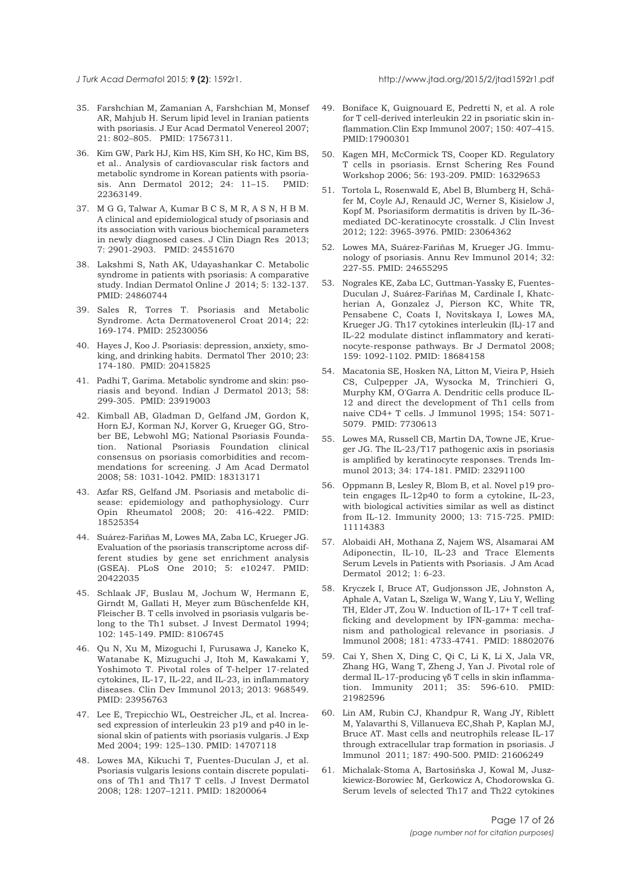35. Farshchian M, Zamanian A, Farshchian M, Monsef AR, Mahjub H. Serum lipid level in Iranian patients with psoriasis. J Eur Acad Dermatol Venereol 2007; 21: 802–805. PMID: 17567311.

36. Kim GW, Park HJ, Kim HS, Kim SH, Ko HC, Kim BS, et al.. Analysis of cardiovascular risk factors and metabolic syndrome in Korean patients with psoriasis. Ann Dermatol 2012; 24: 11–15. PMID: 22363149.

37. M G G, Talwar A, Kumar B C S, M R, A S N, H B M. A clinical and epidemiological study of psoriasis and its association with various biochemical parameters in newly diagnosed cases. J Clin Diagn Res 2013; 7: 2901-2903. PMID: 24551670

38. Lakshmi S, Nath AK, Udayashankar C. Metabolic syndrome in patients with psoriasis: A comparative study. Indian Dermatol Online J 2014; 5: 132-137. PMID: 24860744

39. Sales R, Torres T. Psoriasis and Metabolic Syndrome. Acta Dermatovenerol Croat 2014; 22: 169-174. PMID: 25230056

40. Hayes J, Koo J. Psoriasis: depression, anxiety, smoking, and drinking habits. Dermatol Ther 2010; 23: 174-180. PMID: 20415825

41. Padhi T, Garima. Metabolic syndrome and skin: psoriasis and beyond. Indian J Dermatol 2013; 58: 299-305. PMID: 23919003

42. Kimball AB, Gladman D, Gelfand JM, Gordon K, Horn EJ, Korman NJ, Korver G, Krueger GG, Strober BE, Lebwohl MG; National Psoriasis Foundation. National Psoriasis Foundation clinical consensus on psoriasis comorbidities and recommendations for screening. J Am Acad Dermatol 2008; 58: 1031-1042. PMID: 18313171

43. Azfar RS, Gelfand JM. Psoriasis and metabolic disease: epidemiology and pathophysiology. Curr Opin Rheumatol 2008; 20: 416-422. PMID: 18525354

44. Suárez-Fariñas M, Lowes MA, Zaba LC, Krueger JG. Evaluation of the psoriasis transcriptome across different studies by gene set enrichment analysis (GSEA). PLoS One 2010; 5: e10247. PMID: 20422035

45. Schlaak JF, Buslau M, Jochum W, Hermann E, Girndt M, Gallati H, Meyer zum Büschenfelde KH, Fleischer B. T cells involved in psoriasis vulgaris belong to the Th1 subset. J Invest Dermatol 1994; 102: 145-149. PMID: 8106745

46. Qu N, Xu M, Mizoguchi I, Furusawa J, Kaneko K, Watanabe K, Mizuguchi J, Itoh M, Kawakami Y, Yoshimoto T. Pivotal roles of T-helper 17-related cytokines, IL-17, IL-22, and IL-23, in inflammatory diseases. Clin Dev Immunol 2013; 2013: 968549. PMID: 23956763

47. Lee E, Trepicchio WL, Oestreicher JL, et al. Increased expression of interleukin 23 p19 and p40 in lesional skin of patients with psoriasis vulgaris. J Exp Med 2004; 199: 125–130. PMID: 14707118

48. Lowes MA, Kikuchi T, Fuentes-Duculan J, et al. Psoriasis vulgaris lesions contain discrete populations of Th1 and Th17 T cells. J Invest Dermatol 2008; 128: 1207–1211. PMID: 18200064

49. Boniface K, Guignouard E, Pedretti N, et al. A role for T cell-derived interleukin 22 in psoriatic skin inflammation.Clin Exp Immunol 2007; 150: 407–415. PMID:17900301

50. Kagen MH, McCormick TS, Cooper KD. Regulatory T cells in psoriasis. Ernst Schering Res Found Workshop 2006; 56: 193-209. PMID: 16329653

51. Tortola L, Rosenwald E, Abel B, Blumberg H, Schäfer M, Coyle AJ, Renauld JC, Werner S, Kisielow J, Kopf M. Psoriasiform dermatitis is driven by IL-36-mediated DC-keratinocyte crosstalk. J Clin Invest 2012; 122: 3965-3976. PMID: 23064362

52. Lowes MA, Suárez-Fariñas M, Krueger JG. Immunology of psoriasis. Annu Rev Immunol 2014; 32: 227-55. PMID: 24655295

53. Nograles KE, Zaba LC, Guttman-Yassky E, Fuentes-Duculan J, Suárez-Fariñas M, Cardinale I, Khatcherian A, Gonzalez J, Pierson KC, White TR, Pensabene C, Coats I, Novitskaya I, Lowes MA, Krueger JG. Th17 cytokines interleukin (IL)-17 and IL-22 modulate distinct inflammatory and keratinocyte-response pathways. Br J Dermatol 2008; 159: 1092-1102. PMID: 18684158

54. Macatonia SE, Hosken NA, Litton M, Vieira P, Hsieh CS, Culpepper JA, Wysocka M, Trinchieri G, Murphy KM, O'Garra A. Dendritic cells produce IL-12 and direct the development of Th1 cells from naive CD4+ T cells. J Immunol 1995; 154: 5071-5079. PMID: 7730613

55. Lowes MA, Russell CB, Martin DA, Towne JE, Krueger JG. The IL-23/T17 pathogenic axis in psoriasis is amplified by keratinocyte responses. Trends Immunol 2013; 34: 174-181. PMID: 23291100

56. Oppmann B, Lesley R, Blom B, et al. Novel p19 protein engages IL-12p40 to form a cytokine, IL-23, with biological activities similar as well as distinct from IL-12. Immunity 2000; 13: 715-725. PMID: 11114383

57. Alobaidi AH, Mothana Z, Najem WS, Alsamarai AM Adiponectin, IL-10, IL-23 and Trace Elements Serum Levels in Patients with Psoriasis. J Am Acad Dermatol 2012; 1: 6-23.

58. Kryczek I, Bruce AT, Gudjonsson JE, Johnston A, Aphale A, Vatan L, Szeliga W, Wang Y, Liu Y, Welling TH, Elder JT, Zou W. Induction of IL-17+ T cell trafficking and development by IFN-gamma: mechanism and pathological relevance in psoriasis. J Immunol 2008; 181: 4733-4741. PMID: 18802076

59. Cai Y, Shen X, Ding C, Qi C, Li K, Li X, Jala VR, Zhang HG, Wang T, Zheng J, Yan J. Pivotal role of dermal IL-17-producing γδ T cells in skin inflammation. Immunity 2011; 35: 596-610. PMID: 21982596

60. Lin AM, Rubin CJ, Khandpur R, Wang JY, Riblett M, Yalavarthi S, Villanueva EC,Shah P, Kaplan MJ, Bruce AT. Mast cells and neutrophils release IL-17 through extracellular trap formation in psoriasis. J Immunol 2011; 187: 490-500. PMID: 21606249

61. Michalak-Stoma A, Bartosińska J, Kowal M, Juszkiewicz-Borowiec M, Gerkowicz A, Chodorowska G. Serum levels of selected Th17 and Th22 cytokines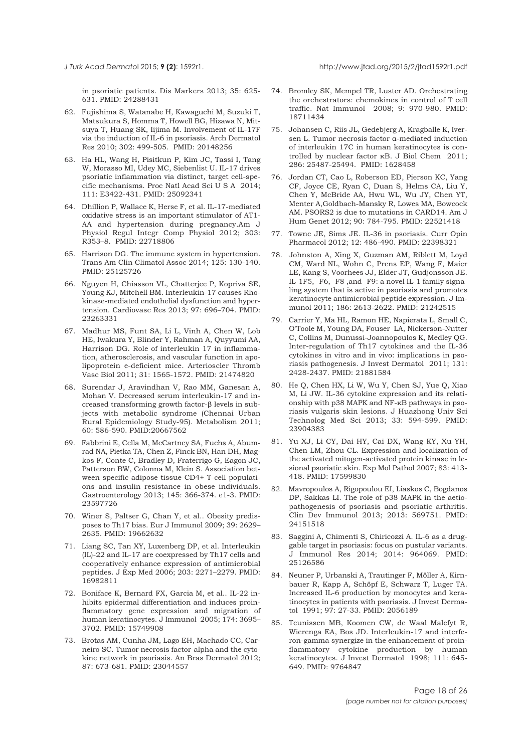in psoriatic patients. Dis Markers 2013; 35: 625-631. PMID: 24288431

62. Fujishima S, Watanabe H, Kawaguchi M, Suzuki T, Matsukura S, Homma T, Howell BG, Hizawa N, Mitsuya T, Huang SK, Iijima M. Involvement of IL-17F via the induction of IL-6 in psoriasis. Arch Dermatol Res 2010; 302: 499-505. PMID: 20148256

63. Ha HL, Wang H, Pisitkun P, Kim JC, Tassi I, Tang W, Morasso MI, Udey MC, Siebenlist U. IL-17 drives psoriatic inflammation via distinct, target cell-specific mechanisms. Proc Natl Acad Sci U S A 2014; 111: E3422-431. PMID: 25092341

64. Dhillion P, Wallace K, Herse F, et al. IL-17-mediated oxidative stress is an important stimulator of AT1-AA and hypertension during pregnancy.Am J Physiol Regul Integr Comp Physiol 2012; 303: R353–8. PMID: 22718806

65. Harrison DG. The immune system in hypertension. Trans Am Clin Climatol Assoc 2014; 125: 130-140. PMID: 25125726

66. Nguyen H, Chiasson VL, Chatterjee P, Kopriva SE, Young KJ, Mitchell BM. Interleukin-17 causes Rho-kinase-mediated endothelial dysfunction and hypertension. Cardiovasc Res 2013; 97: 696–704. PMID: 23263331

67. Madhur MS, Funt SA, Li L, Vinh A, Chen W, Lob HE, Iwakura Y, Blinder Y, Rahman A, Quyyumi AA, Harrison DG. Role of interleukin 17 in inflammation, atherosclerosis, and vascular function in apolipoprotein e-deficient mice. Arterioscler Thromb Vasc Biol 2011; 31: 1565-1572. PMID: 21474820

68. Surendar J, Aravindhan V, Rao MM, Ganesan A, Mohan V. Decreased serum interleukin-17 and increased transforming growth factor-β levels in subjects with metabolic syndrome (Chennai Urban Rural Epidemiology Study-95). Metabolism 2011; 60: 586-590. PMID:20667562

69. Fabbrini E, Cella M, McCartney SA, Fuchs A, Abumrad NA, Pietka TA, Chen Z, Finck BN, Han DH, Magkos F, Conte C, Bradley D, Fraterrigo G, Eagon JC, Patterson BW, Colonna M, Klein S. Association between specific adipose tissue CD4+ T-cell populations and insulin resistance in obese individuals. Gastroenterology 2013; 145: 366-374. e1-3. PMID: 23597726

70. Winer S, Paltser G, Chan Y, et al.. Obesity predisposes to Th17 bias. Eur J Immunol 2009; 39: 2629–2635. PMID: 19662632

71. Liang SC, Tan XY, Luxenberg DP, et al. Interleukin (IL)-22 and IL-17 are coexpressed by Th17 cells and cooperatively enhance expression of antimicrobial peptides. J Exp Med 2006; 203: 2271–2279. PMID: 16982811

72. Boniface K, Bernard FX, Garcia M, et al.. IL-22 inhibits epidermal differentiation and induces proinflammatory gene expression and migration of human keratinocytes. J Immunol 2005; 174: 3695–3702. PMID: 15749908

73. Brotas AM, Cunha JM, Lago EH, Machado CC, Carneiro SC. Tumor necrosis factor-alpha and the cytokine network in psoriasis. An Bras Dermatol 2012; 87: 673-681. PMID: 23044557

74. Bromley SK, Mempel TR, Luster AD. Orchestrating the orchestrators: chemokines in control of T cell traffic. Nat Immunol 2008; 9: 970-980. PMID: 18711434

75. Johansen C, Riis JL, Gedebjerg A, Kragballe K, Iversen L. Tumor necrosis factor α-mediated induction of interleukin 17C in human keratinocytes is controlled by nuclear factor κB. J Biol Chem 2011; 286: 25487-25494. PMID: 1628458

76. Jordan CT, Cao L, Roberson ED, Pierson KC, Yang CF, Joyce CE, Ryan C, Duan S, Helms CA, Liu Y, Chen Y, McBride AA, Hwu WL, Wu JY, Chen YT, Menter A,Goldbach-Mansky R, Lowes MA, Bowcock AM. PSORS2 is due to mutations in CARD14. Am J Hum Genet 2012; 90: 784-795. PMID: 22521418

77. Towne JE, Sims JE. IL-36 in psoriasis. Curr Opin Pharmacol 2012; 12: 486-490. PMID: 22398321

78. Johnston A, Xing X, Guzman AM, Riblett M, Loyd CM, Ward NL, Wohn C, Prens EP, Wang F, Maier LE, Kang S, Voorhees JJ, Elder JT, Gudjonsson JE. IL-1F5, -F6, -F8 ,and -F9: a novel IL-1 family signaling system that is active in psoriasis and promotes keratinocyte antimicrobial peptide expression. J Immunol 2011; 186: 2613-2622. PMID: 21242515

79. Carrier Y, Ma HL, Ramon HE, Napierata L, Small C, O'Toole M, Young DA, Fouser LA, Nickerson-Nutter C, Collins M, Dunussi-Joannopoulos K, Medley QG. Inter-regulation of Th17 cytokines and the IL-36 cytokines in vitro and in vivo: implications in psoriasis pathogenesis. J Invest Dermatol 2011; 131: 2428-2437. PMID: 21881584

80. He Q, Chen HX, Li W, Wu Y, Chen SJ, Yue Q, Xiao M, Li JW. IL-36 cytokine expression and its relationship with p38 MAPK and NF-κB pathways in psoriasis vulgaris skin lesions. J Huazhong Univ Sci Technolog Med Sci 2013; 33: 594-599. PMID: 23904383

81. Yu XJ, Li CY, Dai HY, Cai DX, Wang KY, Xu YH, Chen LM, Zhou CL. Expression and localization of the activated mitogen-activated protein kinase in lesional psoriatic skin. Exp Mol Pathol 2007; 83: 413-418. PMID: 17599830

82. Mavropoulos A, Rigopoulou EI, Liaskos C, Bogdanos DP, Sakkas LI. The role of p38 MAPK in the aetiopathogenesis of psoriasis and psoriatic arthritis. Clin Dev Immunol 2013; 2013: 569751. PMID: 24151518

83. Saggini A, Chimenti S, Chiricozzi A. IL-6 as a druggable target in psoriasis: focus on pustular variants. J Immunol Res 2014; 2014: 964069. PMID: 25126586

84. Neuner P, Urbanski A, Trautinger F, Möller A, Kirnbauer R, Kapp A, Schöpf E, Schwarz T, Luger TA. Increased IL-6 production by monocytes and keratinocytes in patients with psoriasis. J Invest Dermatol 1991; 97: 27-33. PMID: 2056189

85. Teunissen MB, Koomen CW, de Waal Malefyt R, Wierenga EA, Bos JD. Interleukin-17 and interferon-gamma synergize in the enhancement of proinflammatory cytokine production by human keratinocytes. J Invest Dermatol 1998; 111: 645-649. PMID: 9764847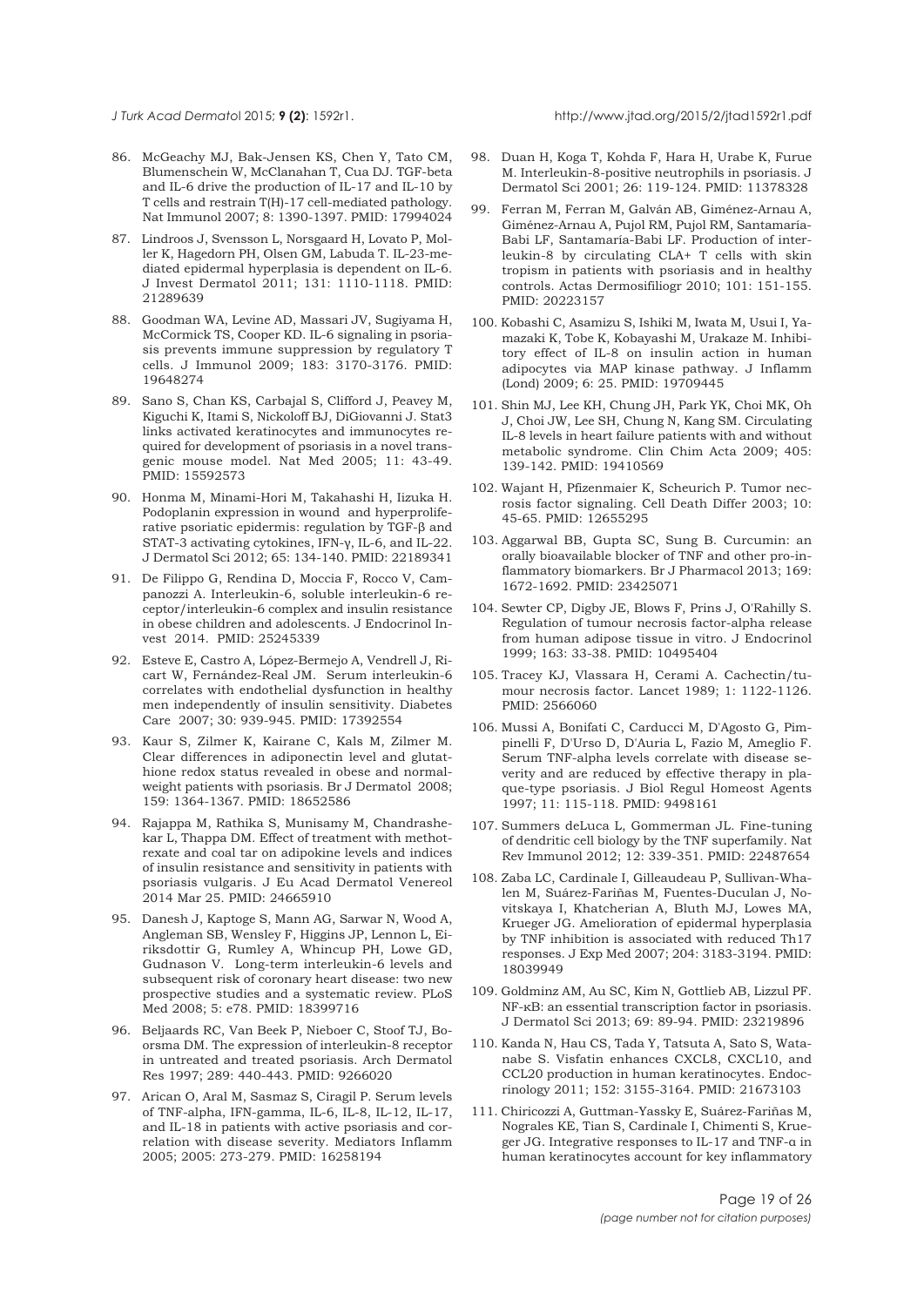86. McGeachy MJ, Bak-Jensen KS, Chen Y, Tato CM, Blumenschein W, McClanahan T, Cua DJ. TGF-beta and IL-6 drive the production of IL-17 and IL-10 by T cells and restrain T(H)-17 cell-mediated pathology. Nat Immunol 2007; 8: 1390-1397. PMID: 17994024

87. Lindroos J, Svensson L, Norsgaard H, Lovato P, Moller K, Hagedorn PH, Olsen GM, Labuda T. IL-23-mediated epidermal hyperplasia is dependent on IL-6. J Invest Dermatol 2011; 131: 1110-1118. PMID: 21289639

88. Goodman WA, Levine AD, Massari JV, Sugiyama H, McCormick TS, Cooper KD. IL-6 signaling in psoriasis prevents immune suppression by regulatory T cells. J Immunol 2009; 183: 3170-3176. PMID: 19648274

89. Sano S, Chan KS, Carbajal S, Clifford J, Peavey M, Kiguchi K, Itami S, Nickoloff BJ, DiGiovanni J. Stat3 links activated keratinocytes and immunocytes required for development of psoriasis in a novel transgenic mouse model. Nat Med 2005; 11: 43-49. PMID: 15592573

90. Honma M, Minami-Hori M, Takahashi H, Iizuka H. Podoplanin expression in wound and hyperproliferative psoriatic epidermis: regulation by TGF-β and STAT-3 activating cytokines, IFN-γ, IL-6, and IL-22. J Dermatol Sci 2012; 65: 134-140. PMID: 22189341

91. De Filippo G, Rendina D, Moccia F, Rocco V, Campanozzi A. Interleukin-6, soluble interleukin-6 receptor/interleukin-6 complex and insulin resistance in obese children and adolescents. J Endocrinol Invest 2014. PMID: 25245339

92. Esteve E, Castro A, López-Bermejo A, Vendrell J, Ricart W, Fernández-Real JM. Serum interleukin-6 correlates with endothelial dysfunction in healthy men independently of insulin sensitivity. Diabetes Care 2007; 30: 939-945. PMID: 17392554

93. Kaur S, Zilmer K, Kairane C, Kals M, Zilmer M. Clear differences in adiponectin level and glutathione redox status revealed in obese and normal-weight patients with psoriasis. Br J Dermatol 2008; 159: 1364-1367. PMID: 18652586

94. Rajappa M, Rathika S, Munisamy M, Chandrashekar L, Thappa DM. Effect of treatment with methotrexate and coal tar on adipokine levels and indices of insulin resistance and sensitivity in patients with psoriasis vulgaris. J Eu Acad Dermatol Venereol 2014 Mar 25. PMID: 24665910

95. Danesh J, Kaptoge S, Mann AG, Sarwar N, Wood A, Angleman SB, Wensley F, Higgins JP, Lennon L, Eiriksdottir G, Rumley A, Whincup PH, Lowe GD, Gudnason V. Long-term interleukin-6 levels and subsequent risk of coronary heart disease: two new prospective studies and a systematic review. PLoS Med 2008; 5: e78. PMID: 18399716

96. Beljaards RC, Van Beek P, Nieboer C, Stoof TJ, Boorsma DM. The expression of interleukin-8 receptor in untreated and treated psoriasis. Arch Dermatol Res 1997; 289: 440-443. PMID: 9266020

97. Arican O, Aral M, Sasmaz S, Ciragil P. Serum levels of TNF-alpha, IFN-gamma, IL-6, IL-8, IL-12, IL-17, and IL-18 in patients with active psoriasis and correlation with disease severity. Mediators Inflamm 2005; 2005: 273-279. PMID: 16258194

98. Duan H, Koga T, Kohda F, Hara H, Urabe K, Furue M. Interleukin-8-positive neutrophils in psoriasis. J Dermatol Sci 2001; 26: 119-124. PMID: 11378328

99. Ferran M, Ferran M, Galván AB, Giménez-Arnau A, Giménez-Arnau A, Pujol RM, Pujol RM, Santamaría-Babi LF, Santamaría-Babi LF. Production of interleukin-8 by circulating CLA+ T cells with skin tropism in patients with psoriasis and in healthy controls. Actas Dermosifiliogr 2010; 101: 151-155. PMID: 20223157

100. Kobashi C, Asamizu S, Ishiki M, Iwata M, Usui I, Yamazaki K, Tobe K, Kobayashi M, Urakaze M. Inhibitory effect of IL-8 on insulin action in human adipocytes via MAP kinase pathway. J Inflamm (Lond) 2009; 6: 25. PMID: 19709445

101. Shin MJ, Lee KH, Chung JH, Park YK, Choi MK, Oh J, Choi JW, Lee SH, Chung N, Kang SM. Circulating IL-8 levels in heart failure patients with and without metabolic syndrome. Clin Chim Acta 2009; 405: 139-142. PMID: 19410569

102. Wajant H, Pfizenmaier K, Scheurich P. Tumor necrosis factor signaling. Cell Death Differ 2003; 10: 45-65. PMID: 12655295

103. Aggarwal BB, Gupta SC, Sung B. Curcumin: an orally bioavailable blocker of TNF and other pro-inflammatory biomarkers. Br J Pharmacol 2013; 169: 1672-1692. PMID: 23425071

104. Sewter CP, Digby JE, Blows F, Prins J, O'Rahilly S. Regulation of tumour necrosis factor-alpha release from human adipose tissue in vitro. J Endocrinol 1999; 163: 33-38. PMID: 10495404

105. Tracey KJ, Vlassara H, Cerami A. Cachectin/tumour necrosis factor. Lancet 1989; 1: 1122-1126. PMID: 2566060

106. Mussi A, Bonifati C, Carducci M, D'Agosto G, Pimpinelli F, D'Urso D, D'Auria L, Fazio M, Ameglio F. Serum TNF-alpha levels correlate with disease severity and are reduced by effective therapy in plaque-type psoriasis. J Biol Regul Homeost Agents 1997; 11: 115-118. PMID: 9498161

107. Summers deLuca L, Gommerman JL. Fine-tuning of dendritic cell biology by the TNF superfamily. Nat Rev Immunol 2012; 12: 339-351. PMID: 22487654

108. Zaba LC, Cardinale I, Gilleaudeau P, Sullivan-Whalen M, Suárez-Fariñas M, Fuentes-Duculan J, Novitskaya I, Khatcherian A, Bluth MJ, Lowes MA, Krueger JG. Amelioration of epidermal hyperplasia by TNF inhibition is associated with reduced Th17 responses. J Exp Med 2007; 204: 3183-3194. PMID: 18039949

109. Goldminz AM, Au SC, Kim N, Gottlieb AB, Lizzul PF. NF-κB: an essential transcription factor in psoriasis. J Dermatol Sci 2013; 69: 89-94. PMID: 23219896

110. Kanda N, Hau CS, Tada Y, Tatsuta A, Sato S, Watanabe S. Visfatin enhances CXCL8, CXCL10, and CCL20 production in human keratinocytes. Endocrinology 2011; 152: 3155-3164. PMID: 21673103

111. Chiricozzi A, Guttman-Yassky E, Suárez-Fariñas M, Nograles KE, Tian S, Cardinale I, Chimenti S, Krueger JG. Integrative responses to IL-17 and TNF-α in human keratinocytes account for key inflammatory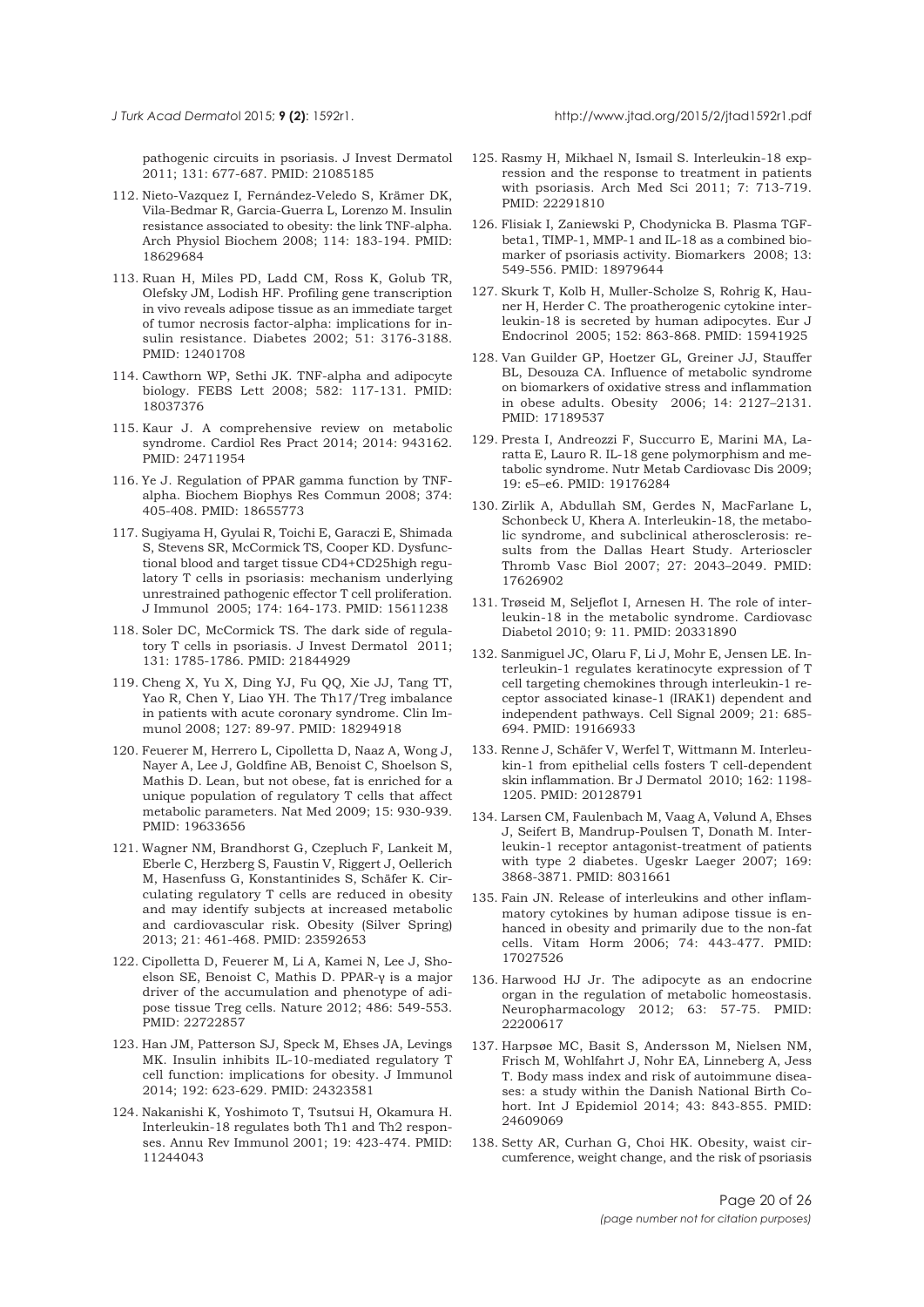pathogenic circuits in psoriasis. J Invest Dermatol 2011; 131: 677-687. PMID: 21085185

112. Nieto-Vazquez I, Fernández-Veledo S, Krämer DK, Vila-Bedmar R, Garcia-Guerra L, Lorenzo M. Insulin resistance associated to obesity: the link TNF-alpha. Arch Physiol Biochem 2008; 114: 183-194. PMID: 18629684

113. Ruan H, Miles PD, Ladd CM, Ross K, Golub TR, Olefsky JM, Lodish HF. Profiling gene transcription in vivo reveals adipose tissue as an immediate target of tumor necrosis factor-alpha: implications for insulin resistance. Diabetes 2002; 51: 3176-3188. PMID: 12401708

114. Cawthorn WP, Sethi JK. TNF-alpha and adipocyte biology. FEBS Lett 2008; 582: 117-131. PMID: 18037376

115. Kaur J. A comprehensive review on metabolic syndrome. Cardiol Res Pract 2014; 2014: 943162. PMID: 24711954

116. Ye J. Regulation of PPAR gamma function by TNF-alpha. Biochem Biophys Res Commun 2008; 374: 405-408. PMID: 18655773

117. Sugiyama H, Gyulai R, Toichi E, Garaczi E, Shimada S, Stevens SR, McCormick TS, Cooper KD. Dysfunctional blood and target tissue CD4+CD25high regulatory T cells in psoriasis: mechanism underlying unrestrained pathogenic effector T cell proliferation. J Immunol 2005; 174: 164-173. PMID: 15611238

118. Soler DC, McCormick TS. The dark side of regulatory T cells in psoriasis. J Invest Dermatol 2011; 131: 1785-1786. PMID: 21844929

119. Cheng X, Yu X, Ding YJ, Fu QQ, Xie JJ, Tang TT, Yao R, Chen Y, Liao YH. The Th17/Treg imbalance in patients with acute coronary syndrome. Clin Immunol 2008; 127: 89-97. PMID: 18294918

120. Feuerer M, Herrero L, Cipolletta D, Naaz A, Wong J, Nayer A, Lee J, Goldfine AB, Benoist C, Shoelson S, Mathis D. Lean, but not obese, fat is enriched for a unique population of regulatory T cells that affect metabolic parameters. Nat Med 2009; 15: 930-939. PMID: 19633656

121. Wagner NM, Brandhorst G, Czepluch F, Lankeit M, Eberle C, Herzberg S, Faustin V, Riggert J, Oellerich M, Hasenfuss G, Konstantinides S, Schäfer K. Circulating regulatory T cells are reduced in obesity and may identify subjects at increased metabolic and cardiovascular risk. Obesity (Silver Spring) 2013; 21: 461-468. PMID: 23592653

122. Cipolletta D, Feuerer M, Li A, Kamei N, Lee J, Shoelson SE, Benoist C, Mathis D. PPAR-γ is a major driver of the accumulation and phenotype of adipose tissue Treg cells. Nature 2012; 486: 549-553. PMID: 22722857

123. Han JM, Patterson SJ, Speck M, Ehses JA, Levings MK. Insulin inhibits IL-10-mediated regulatory T cell function: implications for obesity. J Immunol 2014; 192: 623-629. PMID: 24323581

124. Nakanishi K, Yoshimoto T, Tsutsui H, Okamura H. Interleukin-18 regulates both Th1 and Th2 responses. Annu Rev Immunol 2001; 19: 423-474. PMID: 11244043

125. Rasmy H, Mikhael N, Ismail S. Interleukin-18 expression and the response to treatment in patients with psoriasis. Arch Med Sci 2011; 7: 713-719. PMID: 22291810

126. Flisiak I, Zaniewski P, Chodynicka B. Plasma TGF-beta1, TIMP-1, MMP-1 and IL-18 as a combined biomarker of psoriasis activity. Biomarkers 2008; 13: 549-556. PMID: 18979644

127. Skurk T, Kolb H, Muller-Scholze S, Rohrig K, Hauner H, Herder C. The proatherogenic cytokine interleukin-18 is secreted by human adipocytes. Eur J Endocrinol 2005; 152: 863-868. PMID: 15941925

128. Van Guilder GP, Hoetzer GL, Greiner JJ, Stauffer BL, Desouza CA. Influence of metabolic syndrome on biomarkers of oxidative stress and inflammation in obese adults. Obesity 2006; 14: 2127–2131. PMID: 17189537

129. Presta I, Andreozzi F, Succurro E, Marini MA, Laratta E, Lauro R. IL-18 gene polymorphism and metabolic syndrome. Nutr Metab Cardiovasc Dis 2009; 19: e5–e6. PMID: 19176284

130. Zirlik A, Abdullah SM, Gerdes N, MacFarlane L, Schonbeck U, Khera A. Interleukin-18, the metabolic syndrome, and subclinical atherosclerosis: results from the Dallas Heart Study. Arterioscler Thromb Vasc Biol 2007; 27: 2043–2049. PMID: 17626902

131. Trøseid M, Seljeflot I, Arnesen H. The role of interleukin-18 in the metabolic syndrome. Cardiovasc Diabetol 2010; 9: 11. PMID: 20331890

132. Sanmiguel JC, Olaru F, Li J, Mohr E, Jensen LE. Interleukin-1 regulates keratinocyte expression of T cell targeting chemokines through interleukin-1 receptor associated kinase-1 (IRAK1) dependent and independent pathways. Cell Signal 2009; 21: 685-694. PMID: 19166933

133. Renne J, Schäfer V, Werfel T, Wittmann M. Interleukin-1 from epithelial cells fosters T cell-dependent skin inflammation. Br J Dermatol 2010; 162: 1198-1205. PMID: 20128791

134. Larsen CM, Faulenbach M, Vaag A, Vølund A, Ehses J, Seifert B, Mandrup-Poulsen T, Donath M. Interleukin-1 receptor antagonist-treatment of patients with type 2 diabetes. Ugeskr Laeger 2007; 169: 3868-3871. PMID: 8031661

135. Fain JN. Release of interleukins and other inflammatory cytokines by human adipose tissue is enhanced in obesity and primarily due to the non-fat cells. Vitam Horm 2006; 74: 443-477. PMID: 17027526

136. Harwood HJ Jr. The adipocyte as an endocrine organ in the regulation of metabolic homeostasis. Neuropharmacology 2012; 63: 57-75. PMID: 22200617

137. Harpsøe MC, Basit S, Andersson M, Nielsen NM, Frisch M, Wohlfahrt J, Nohr EA, Linneberg A, Jess T. Body mass index and risk of autoimmune diseases: a study within the Danish National Birth Cohort. Int J Epidemiol 2014; 43: 843-855. PMID: 24609069

138. Setty AR, Curhan G, Choi HK. Obesity, waist circumference, weight change, and the risk of psoriasis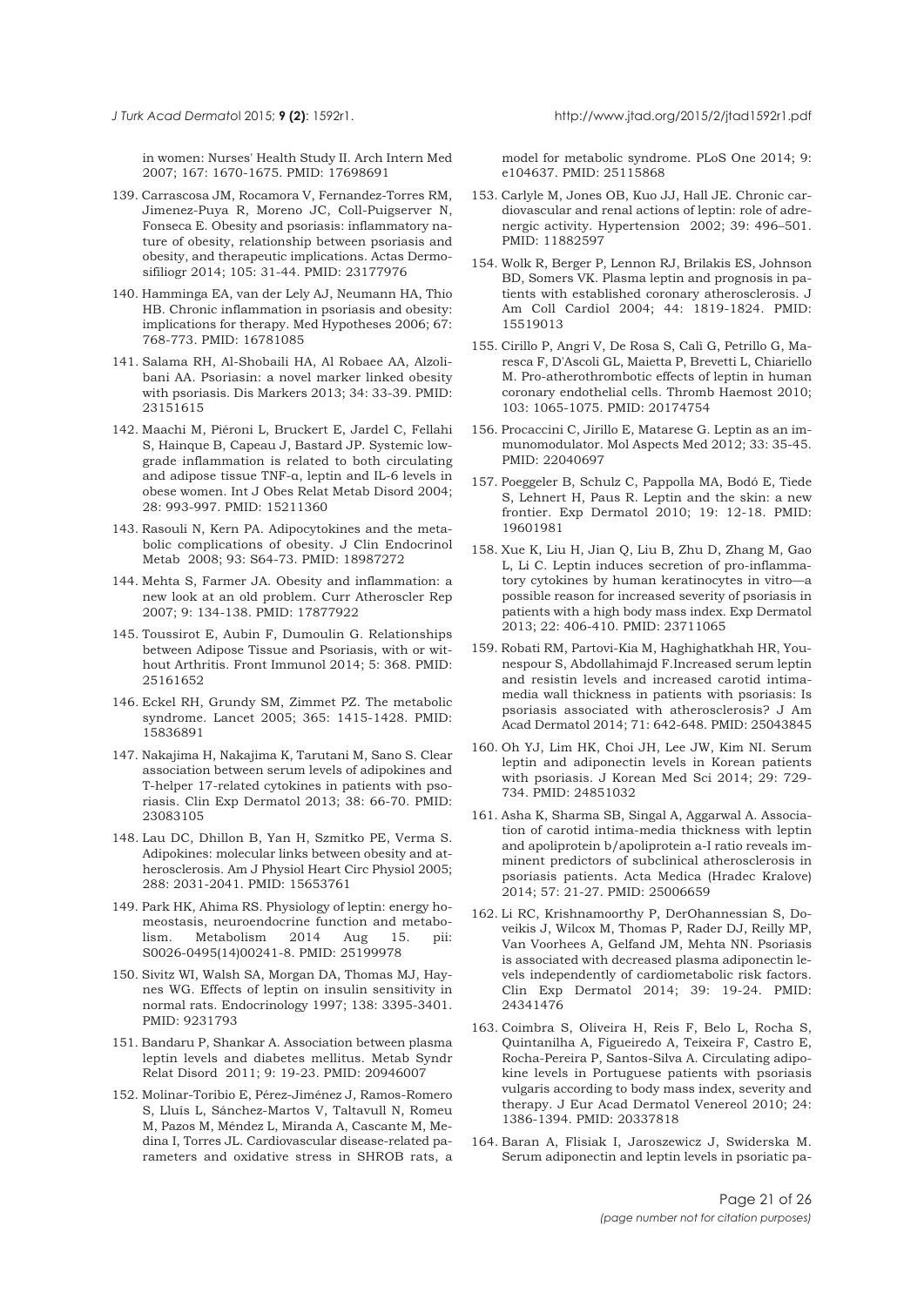in women: Nurses' Health Study II. Arch Intern Med 2007; 167: 1670-1675. PMID: 17698691

139. Carrascosa JM, Rocamora V, Fernandez-Torres RM, Jimenez-Puya R, Moreno JC, Coll-Puigserver N, Fonseca E. Obesity and psoriasis: inflammatory nature of obesity, relationship between psoriasis and obesity, and therapeutic implications. Actas Dermosifiliogr 2014; 105: 31-44. PMID: 23177976

140. Hamminga EA, van der Lely AJ, Neumann HA, Thio HB. Chronic inflammation in psoriasis and obesity: implications for therapy. Med Hypotheses 2006; 67: 768-773. PMID: 16781085

141. Salama RH, Al-Shobaili HA, Al Robaee AA, Alzolibani AA. Psoriasin: a novel marker linked obesity with psoriasis. Dis Markers 2013; 34: 33-39. PMID: 23151615

142. Maachi M, Piéroni L, Bruckert E, Jardel C, Fellahi S, Hainque B, Capeau J, Bastard JP. Systemic low-grade inflammation is related to both circulating and adipose tissue TNF-α, leptin and IL-6 levels in obese women. Int J Obes Relat Metab Disord 2004; 28: 993-997. PMID: 15211360

143. Rasouli N, Kern PA. Adipocytokines and the metabolic complications of obesity. J Clin Endocrinol Metab 2008; 93: S64-73. PMID: 18987272

144. Mehta S, Farmer JA. Obesity and inflammation: a new look at an old problem. Curr Atheroscler Rep 2007; 9: 134-138. PMID: 17877922

145. Toussirot E, Aubin F, Dumoulin G. Relationships between Adipose Tissue and Psoriasis, with or without Arthritis. Front Immunol 2014; 5: 368. PMID: 25161652

146. Eckel RH, Grundy SM, Zimmet PZ. The metabolic syndrome. Lancet 2005; 365: 1415-1428. PMID: 15836891

147. Nakajima H, Nakajima K, Tarutani M, Sano S. Clear association between serum levels of adipokines and T-helper 17-related cytokines in patients with psoriasis. Clin Exp Dermatol 2013; 38: 66-70. PMID: 23083105

148. Lau DC, Dhillon B, Yan H, Szmitko PE, Verma S. Adipokines: molecular links between obesity and atherosclerosis. Am J Physiol Heart Circ Physiol 2005; 288: 2031-2041. PMID: 15653761

149. Park HK, Ahima RS. Physiology of leptin: energy homeostasis, neuroendocrine function and metabolism. Metabolism 2014 Aug 15. pii: S0026-0495(14)00241-8. PMID: 25199978

150. Sivitz WI, Walsh SA, Morgan DA, Thomas MJ, Haynes WG. Effects of leptin on insulin sensitivity in normal rats. Endocrinology 1997; 138: 3395-3401. PMID: 9231793

151. Bandaru P, Shankar A. Association between plasma leptin levels and diabetes mellitus. Metab Syndr Relat Disord 2011; 9: 19-23. PMID: 20946007

152. Molinar-Toribio E, Pérez-Jiménez J, Ramos-Romero S, Lluís L, Sánchez-Martos V, Taltavull N, Romeu M, Pazos M, Méndez L, Miranda A, Cascante M, Medina I, Torres JL. Cardiovascular disease-related parameters and oxidative stress in SHROB rats, a model for metabolic syndrome. PLoS One 2014; 9: e104637. PMID: 25115868

153. Carlyle M, Jones OB, Kuo JJ, Hall JE. Chronic cardiovascular and renal actions of leptin: role of adrenergic activity. Hypertension 2002; 39: 496–501. PMID: 11882597

154. Wolk R, Berger P, Lennon RJ, Brilakis ES, Johnson BD, Somers VK. Plasma leptin and prognosis in patients with established coronary atherosclerosis. J Am Coll Cardiol 2004; 44: 1819-1824. PMID: 15519013

155. Cirillo P, Angri V, De Rosa S, Calì G, Petrillo G, Maresca F, D'Ascoli GL, Maietta P, Brevetti L, Chiariello M. Pro-atherothrombotic effects of leptin in human coronary endothelial cells. Thromb Haemost 2010; 103: 1065-1075. PMID: 20174754

156. Procaccini C, Jirillo E, Matarese G. Leptin as an immunomodulator. Mol Aspects Med 2012; 33: 35-45. PMID: 22040697

157. Poeggeler B, Schulz C, Pappolla MA, Bodó E, Tiede S, Lehnert H, Paus R. Leptin and the skin: a new frontier. Exp Dermatol 2010; 19: 12-18. PMID: 19601981

158. Xue K, Liu H, Jian Q, Liu B, Zhu D, Zhang M, Gao L, Li C. Leptin induces secretion of pro-inflammatory cytokines by human keratinocytes in vitro—a possible reason for increased severity of psoriasis in patients with a high body mass index. Exp Dermatol 2013; 22: 406-410. PMID: 23711065

159. Robati RM, Partovi-Kia M, Haghighatkhah HR, Younespour S, Abdollahimajd F.Increased serum leptin and resistin levels and increased carotid intima-media wall thickness in patients with psoriasis: Is psoriasis associated with atherosclerosis? J Am Acad Dermatol 2014; 71: 642-648. PMID: 25043845

160. Oh YJ, Lim HK, Choi JH, Lee JW, Kim NI. Serum leptin and adiponectin levels in Korean patients with psoriasis. J Korean Med Sci 2014; 29: 729-734. PMID: 24851032

161. Asha K, Sharma SB, Singal A, Aggarwal A. Association of carotid intima-media thickness with leptin and apoliprotein b/apoliprotein a-I ratio reveals imminent predictors of subclinical atherosclerosis in psoriasis patients. Acta Medica (Hradec Kralove) 2014; 57: 21-27. PMID: 25006659

162. Li RC, Krishnamoorthy P, DerOhannessian S, Doveikis J, Wilcox M, Thomas P, Rader DJ, Reilly MP, Van Voorhees A, Gelfand JM, Mehta NN. Psoriasis is associated with decreased plasma adiponectin levels independently of cardiometabolic risk factors. Clin Exp Dermatol 2014; 39: 19-24. PMID: 24341476

163. Coimbra S, Oliveira H, Reis F, Belo L, Rocha S, Quintanilha A, Figueiredo A, Teixeira F, Castro E, Rocha-Pereira P, Santos-Silva A. Circulating adipokine levels in Portuguese patients with psoriasis vulgaris according to body mass index, severity and therapy. J Eur Acad Dermatol Venereol 2010; 24: 1386-1394. PMID: 20337818

164. Baran A, Flisiak I, Jaroszewicz J, Swiderska M. Serum adiponectin and leptin levels in psoriatic pa-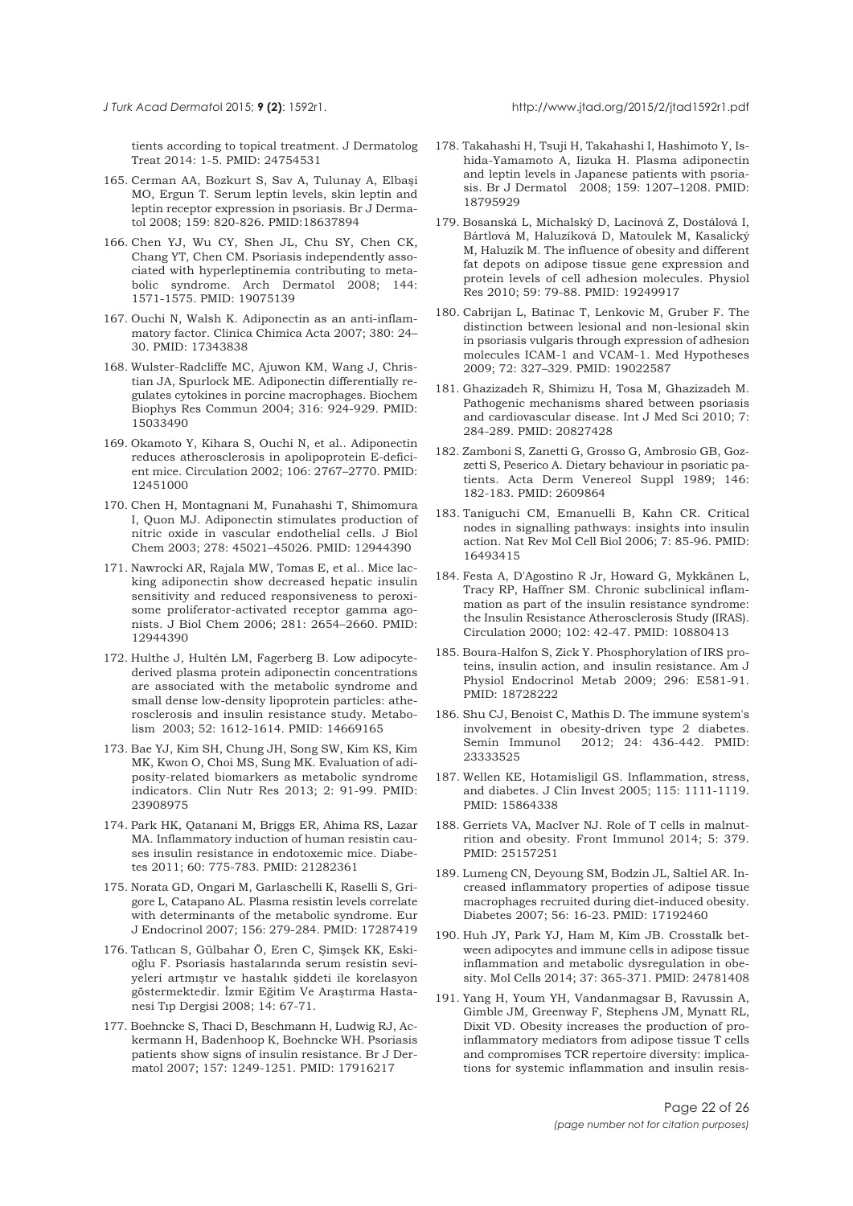tients according to topical treatment. J Dermatolog Treat 2014: 1-5. PMID: 24754531

165. Cerman AA, Bozkurt S, Sav A, Tulunay A, Elbaşi MO, Ergun T. Serum leptin levels, skin leptin and leptin receptor expression in psoriasis. Br J Dermatol 2008; 159: 820-826. PMID:18637894

166. Chen YJ, Wu CY, Shen JL, Chu SY, Chen CK, Chang YT, Chen CM. Psoriasis independently associated with hyperleptinemia contributing to metabolic syndrome. Arch Dermatol 2008; 144: 1571-1575. PMID: 19075139

167. Ouchi N, Walsh K. Adiponectin as an anti-inflammatory factor. Clinica Chimica Acta 2007; 380: 24–30. PMID: 17343838

168. Wulster-Radcliffe MC, Ajuwon KM, Wang J, Christian JA, Spurlock ME. Adiponectin differentially regulates cytokines in porcine macrophages. Biochem Biophys Res Commun 2004; 316: 924-929. PMID: 15033490

169. Okamoto Y, Kihara S, Ouchi N, et al.. Adiponectin reduces atherosclerosis in apolipoprotein E-deficient mice. Circulation 2002; 106: 2767–2770. PMID: 12451000

170. Chen H, Montagnani M, Funahashi T, Shimomura I, Quon MJ. Adiponectin stimulates production of nitric oxide in vascular endothelial cells. J Biol Chem 2003; 278: 45021–45026. PMID: 12944390

171. Nawrocki AR, Rajala MW, Tomas E, et al.. Mice lacking adiponectin show decreased hepatic insulin sensitivity and reduced responsiveness to peroxisome proliferator-activated receptor gamma agonists. J Biol Chem 2006; 281: 2654–2660. PMID: 12944390

172. Hulthe J, Hultén LM, Fagerberg B. Low adipocyte-derived plasma protein adiponectin concentrations are associated with the metabolic syndrome and small dense low-density lipoprotein particles: atherosclerosis and insulin resistance study. Metabolism 2003; 52: 1612-1614. PMID: 14669165

173. Bae YJ, Kim SH, Chung JH, Song SW, Kim KS, Kim MK, Kwon O, Choi MS, Sung MK. Evaluation of adiposity-related biomarkers as metabolic syndrome indicators. Clin Nutr Res 2013; 2: 91-99. PMID: 23908975

174. Park HK, Qatanani M, Briggs ER, Ahima RS, Lazar MA. Inflammatory induction of human resistin causes insulin resistance in endotoxemic mice. Diabetes 2011; 60: 775-783. PMID: 21282361

175. Norata GD, Ongari M, Garlaschelli K, Raselli S, Grigore L, Catapano AL. Plasma resistin levels correlate with determinants of the metabolic syndrome. Eur J Endocrinol 2007; 156: 279-284. PMID: 17287419

176. Tatlıcan S, Gülbahar Ö, Eren C, Şimşek KK, Eskioğlu F. Psoriasis hastalarında serum resistin seviyeleri artmıştır ve hastalık şiddeti ile korelasyon göstermektedir. İzmir Eğitim Ve Araştırma Hastanesi Tıp Dergisi 2008; 14: 67-71.

177. Boehncke S, Thaci D, Beschmann H, Ludwig RJ, Ackermann H, Badenhoop K, Boehncke WH. Psoriasis patients show signs of insulin resistance. Br J Dermatol 2007; 157: 1249-1251. PMID: 17916217

178. Takahashi H, Tsuji H, Takahashi I, Hashimoto Y, Ishida-Yamamoto A, Iizuka H. Plasma adiponectin and leptin levels in Japanese patients with psoriasis. Br J Dermatol 2008; 159: 1207–1208. PMID: 18795929

179. Bosanská L, Michalský D, Lacinová Z, Dostálová I, Bártlová M, Haluzíková D, Matoulek M, Kasalický M, Haluzík M. The influence of obesity and different fat depots on adipose tissue gene expression and protein levels of cell adhesion molecules. Physiol Res 2010; 59: 79-88. PMID: 19249917

180. Cabrijan L, Batinac T, Lenkovic M, Gruber F. The distinction between lesional and non-lesional skin in psoriasis vulgaris through expression of adhesion molecules ICAM-1 and VCAM-1. Med Hypotheses 2009; 72: 327–329. PMID: 19022587

181. Ghazizadeh R, Shimizu H, Tosa M, Ghazizadeh M. Pathogenic mechanisms shared between psoriasis and cardiovascular disease. Int J Med Sci 2010; 7: 284-289. PMID: 20827428

182. Zamboni S, Zanetti G, Grosso G, Ambrosio GB, Gozzetti S, Peserico A. Dietary behaviour in psoriatic patients. Acta Derm Venereol Suppl 1989; 146: 182-183. PMID: 2609864

183. Taniguchi CM, Emanuelli B, Kahn CR. Critical nodes in signalling pathways: insights into insulin action. Nat Rev Mol Cell Biol 2006; 7: 85-96. PMID: 16493415

184. Festa A, D'Agostino R Jr, Howard G, Mykkänen L, Tracy RP, Haffner SM. Chronic subclinical inflammation as part of the insulin resistance syndrome: the Insulin Resistance Atherosclerosis Study (IRAS). Circulation 2000; 102: 42-47. PMID: 10880413

185. Boura-Halfon S, Zick Y. Phosphorylation of IRS proteins, insulin action, and insulin resistance. Am J Physiol Endocrinol Metab 2009; 296: E581-91. PMID: 18728222

186. Shu CJ, Benoist C, Mathis D. The immune system's involvement in obesity-driven type 2 diabetes. Semin Immunol 2012; 24: 436-442. PMID: 23333525

187. Wellen KE, Hotamisligil GS. Inflammation, stress, and diabetes. J Clin Invest 2005; 115: 1111-1119. PMID: 15864338

188. Gerriets VA, MacIver NJ. Role of T cells in malnutrition and obesity. Front Immunol 2014; 5: 379. PMID: 25157251

189. Lumeng CN, Deyoung SM, Bodzin JL, Saltiel AR. Increased inflammatory properties of adipose tissue macrophages recruited during diet-induced obesity. Diabetes 2007; 56: 16-23. PMID: 17192460

190. Huh JY, Park YJ, Ham M, Kim JB. Crosstalk between adipocytes and immune cells in adipose tissue inflammation and metabolic dysregulation in obesity. Mol Cells 2014; 37: 365-371. PMID: 24781408

191. Yang H, Youm YH, Vandanmagsar B, Ravussin A, Gimble JM, Greenway F, Stephens JM, Mynatt RL, Dixit VD. Obesity increases the production of proinflammatory mediators from adipose tissue T cells and compromises TCR repertoire diversity: implications for systemic inflammation and insulin resis-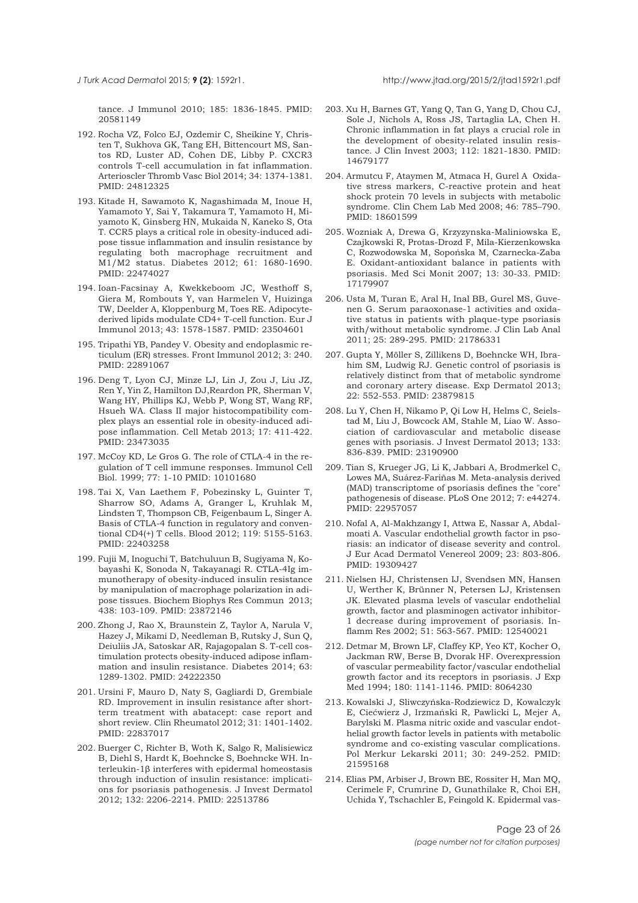tance. J Immunol 2010; 185: 1836-1845. PMID: 20581149

192. Rocha VZ, Folco EJ, Ozdemir C, Sheikine Y, Christen T, Sukhova GK, Tang EH, Bittencourt MS, Santos RD, Luster AD, Cohen DE, Libby P. CXCR3 controls T-cell accumulation in fat inflammation. Arterioscler Thromb Vasc Biol 2014; 34: 1374-1381. PMID: 24812325

193. Kitade H, Sawamoto K, Nagashimada M, Inoue H, Yamamoto Y, Sai Y, Takamura T, Yamamoto H, Miyamoto K, Ginsberg HN, Mukaida N, Kaneko S, Ota T. CCR5 plays a critical role in obesity-induced adipose tissue inflammation and insulin resistance by regulating both macrophage recruitment and M1/M2 status. Diabetes 2012; 61: 1680-1690. PMID: 22474027

194. Ioan-Facsinay A, Kwekkeboom JC, Westhoff S, Giera M, Rombouts Y, van Harmelen V, Huizinga TW, Deelder A, Kloppenburg M, Toes RE. Adipocyte-derived lipids modulate CD4+ T-cell function. Eur J Immunol 2013; 43: 1578-1587. PMID: 23504601

195. Tripathi YB, Pandey V. Obesity and endoplasmic reticulum (ER) stresses. Front Immunol 2012; 3: 240. PMID: 22891067

196. Deng T, Lyon CJ, Minze LJ, Lin J, Zou J, Liu JZ, Ren Y, Yin Z, Hamilton DJ,Reardon PR, Sherman V, Wang HY, Phillips KJ, Webb P, Wong ST, Wang RF, Hsueh WA. Class II major histocompatibility complex plays an essential role in obesity-induced adipose inflammation. Cell Metab 2013; 17: 411-422. PMID: 23473035

197. McCoy KD, Le Gros G. The role of CTLA-4 in the regulation of T cell immune responses. Immunol Cell Biol. 1999; 77: 1-10 PMID: 10101680

198. Tai X, Van Laethem F, Pobezinsky L, Guinter T, Sharrow SO, Adams A, Granger L, Kruhlak M, Lindsten T, Thompson CB, Feigenbaum L, Singer A. Basis of CTLA-4 function in regulatory and conventional CD4(+) T cells. Blood 2012; 119: 5155-5163. PMID: 22403258

199. Fujii M, Inoguchi T, Batchuluun B, Sugiyama N, Kobayashi K, Sonoda N, Takayanagi R. CTLA-4Ig immunotherapy of obesity-induced insulin resistance by manipulation of macrophage polarization in adipose tissues. Biochem Biophys Res Commun 2013; 438: 103-109. PMID: 23872146

200. Zhong J, Rao X, Braunstein Z, Taylor A, Narula V, Hazey J, Mikami D, Needleman B, Rutsky J, Sun Q, Deiuliis JA, Satoskar AR, Rajagopalan S. T-cell costimulation protects obesity-induced adipose inflammation and insulin resistance. Diabetes 2014; 63: 1289-1302. PMID: 24222350

201. Ursini F, Mauro D, Naty S, Gagliardi D, Grembiale RD. Improvement in insulin resistance after short-term treatment with abatacept: case report and short review. Clin Rheumatol 2012; 31: 1401-1402. PMID: 22837017

202. Buerger C, Richter B, Woth K, Salgo R, Malisiewicz B, Diehl S, Hardt K, Boehncke S, Boehncke WH. Interleukin-1β interferes with epidermal homeostasis through induction of insulin resistance: implications for psoriasis pathogenesis. J Invest Dermatol 2012; 132: 2206-2214. PMID: 22513786

203. Xu H, Barnes GT, Yang Q, Tan G, Yang D, Chou CJ, Sole J, Nichols A, Ross JS, Tartaglia LA, Chen H. Chronic inflammation in fat plays a crucial role in the development of obesity-related insulin resistance. J Clin Invest 2003; 112: 1821-1830. PMID: 14679177

204. Armutcu F, Ataymen M, Atmaca H, Gurel A Oxidative stress markers, C-reactive protein and heat shock protein 70 levels in subjects with metabolic syndrome. Clin Chem Lab Med 2008; 46: 785–790. PMID: 18601599

205. Wozniak A, Drewa G, Krzyzynska-Maliniowska E, Czajkowski R, Protas-Drozd F, Mila-Kierzenkowska C, Rozwodowska M, Sopońska M, Czarnecka-Zaba E. Oxidant-antioxidant balance in patients with psoriasis. Med Sci Monit 2007; 13: 30-33. PMID: 17179907

206. Usta M, Turan E, Aral H, Inal BB, Gurel MS, Guvenen G. Serum paraoxonase-1 activities and oxidative status in patients with plaque-type psoriasis with/without metabolic syndrome. J Clin Lab Anal 2011; 25: 289-295. PMID: 21786331

207. Gupta Y, Möller S, Zillikens D, Boehncke WH, Ibrahim SM, Ludwig RJ. Genetic control of psoriasis is relatively distinct from that of metabolic syndrome and coronary artery disease. Exp Dermatol 2013; 22: 552-553. PMID: 23879815

208. Lu Y, Chen H, Nikamo P, Qi Low H, Helms C, Seielstad M, Liu J, Bowcock AM, Stahle M, Liao W. Association of cardiovascular and metabolic disease genes with psoriasis. J Invest Dermatol 2013; 133: 836-839. PMID: 23190900

209. Tian S, Krueger JG, Li K, Jabbari A, Brodmerkel C, Lowes MA, Suárez-Fariñas M. Meta-analysis derived (MAD) transcriptome of psoriasis defines the "core" pathogenesis of disease. PLoS One 2012; 7: e44274. PMID: 22957057

210. Nofal A, Al-Makhzangy I, Attwa E, Nassar A, Abdalmoati A. Vascular endothelial growth factor in psoriasis: an indicator of disease severity and control. J Eur Acad Dermatol Venereol 2009; 23: 803-806. PMID: 19309427

211. Nielsen HJ, Christensen IJ, Svendsen MN, Hansen U, Werther K, Brünner N, Petersen LJ, Kristensen JK. Elevated plasma levels of vascular endothelial growth, factor and plasminogen activator inhibitor-1 decrease during improvement of psoriasis. Inflamm Res 2002; 51: 563-567. PMID: 12540021

212. Detmar M, Brown LF, Claffey KP, Yeo KT, Kocher O, Jackman RW, Berse B, Dvorak HF. Overexpression of vascular permeability factor/vascular endothelial growth factor and its receptors in psoriasis. J Exp Med 1994; 180: 1141-1146. PMID: 8064230

213. Kowalski J, Sliwczyńska-Rodziewicz D, Kowalczyk E, Ciećwierz J, Irzmański R, Pawlicki L, Mejer A, Barylski M. Plasma nitric oxide and vascular endothelial growth factor levels in patients with metabolic syndrome and co-existing vascular complications. Pol Merkur Lekarski 2011; 30: 249-252. PMID: 21595168

214. Elias PM, Arbiser J, Brown BE, Rossiter H, Man MQ, Cerimele F, Crumrine D, Gunathilake R, Choi EH, Uchida Y, Tschachler E, Feingold K. Epidermal vas-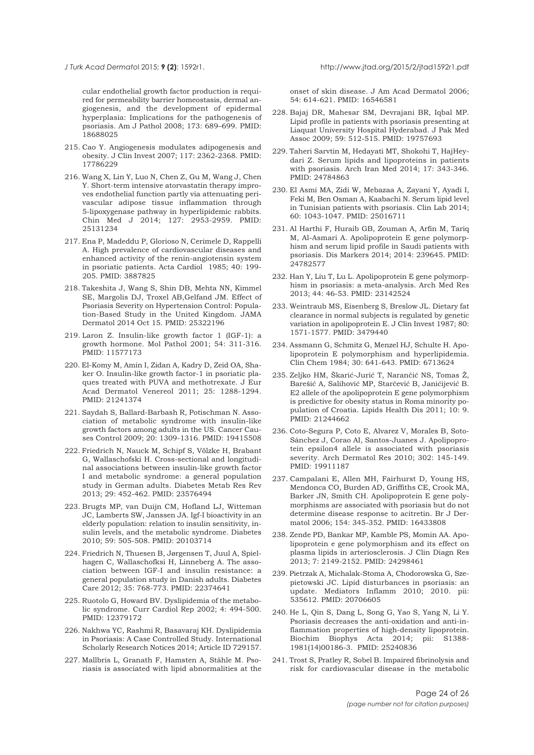cular endothelial growth factor production is required for permeability barrier homeostasis, dermal angiogenesis, and the development of epidermal hyperplasia: Implications for the pathogenesis of psoriasis. Am J Pathol 2008; 173: 689–699. PMID: 18688025

215. Cao Y. Angiogenesis modulates adipogenesis and obesity. J Clin Invest 2007; 117: 2362-2368. PMID: 17786229

216. Wang X, Lin Y, Luo N, Chen Z, Gu M, Wang J, Chen Y. Short-term intensive atorvastatin therapy improves endothelial function partly via attenuating perivascular adipose tissue inflammation through 5-lipoxygenase pathway in hyperlipidemic rabbits. Chin Med J 2014; 127: 2953-2959. PMID: 25131234

217. Ena P, Madeddu P, Glorioso N, Cerimele D, Rappelli A. High prevalence of cardiovascular diseases and enhanced activity of the renin-angiotensin system in psoriatic patients. Acta Cardiol 1985; 40: 199-205. PMID: 3887825

218. Takeshita J, Wang S, Shin DB, Mehta NN, Kimmel SE, Margolis DJ, Troxel AB,Gelfand JM. Effect of Psoriasis Severity on Hypertension Control: Population-Based Study in the United Kingdom. JAMA Dermatol 2014 Oct 15. PMID: 25322196

219. Laron Z. Insulin-like growth factor 1 (IGF-1): a growth hormone. Mol Pathol 2001; 54: 311-316. PMID: 11577173

220. El-Komy M, Amin I, Zidan A, Kadry D, Zeid OA, Shaker O. Insulin-like growth factor-1 in psoriatic plaques treated with PUVA and methotrexate. J Eur Acad Dermatol Venereol 2011; 25: 1288-1294. PMID: 21241374

221. Saydah S, Ballard-Barbash R, Potischman N. Association of metabolic syndrome with insulin-like growth factors among adults in the US. Cancer Causes Control 2009; 20: 1309-1316. PMID: 19415508

222. Friedrich N, Nauck M, Schipf S, Völzke H, Brabant G, Wallaschofski H. Cross-sectional and longitudinal associations between insulin-like growth factor I and metabolic syndrome: a general population study in German adults. Diabetes Metab Res Rev 2013; 29: 452-462. PMID: 23576494

223. Brugts MP, van Duijn CM, Hofland LJ, Witteman JC, Lamberts SW, Janssen JA. Igf-I bioactivity in an elderly population: relation to insulin sensitivity, insulin levels, and the metabolic syndrome. Diabetes 2010; 59: 505-508. PMID: 20103714

224. Friedrich N, Thuesen B, Jørgensen T, Juul A, Spielhagen C, Wallaschofksi H, Linneberg A. The association between IGF-I and insulin resistance: a general population study in Danish adults. Diabetes Care 2012; 35: 768-773. PMID: 22374641

225. Ruotolo G, Howard BV. Dyslipidemia of the metabolic syndrome. Curr Cardiol Rep 2002; 4: 494-500. PMID: 12379172

226. Nakhwa YC, Rashmi R, Basavaraj KH. Dyslipidemia in Psoriasis: A Case Controlled Study. International Scholarly Research Notices 2014; Article ID 729157.

227. Mallbris L, Granath F, Hamsten A, Ståhle M. Psoriasis is associated with lipid abnormalities at the onset of skin disease. J Am Acad Dermatol 2006; 54: 614-621. PMID: 16546581

228. Bajaj DR, Mahesar SM, Devrajani BR, Iqbal MP. Lipid profile in patients with psoriasis presenting at Liaquat University Hospital Hyderabad. J Pak Med Assoc 2009; 59: 512-515. PMID: 19757693

229. Taheri Sarvtin M, Hedayati MT, Shokohi T, HajHeydari Z. Serum lipids and lipoproteins in patients with psoriasis. Arch Iran Med 2014; 17: 343-346. PMID: 24784863

230. El Asmi MA, Zidi W, Mebazaa A, Zayani Y, Ayadi I, Feki M, Ben Osman A, Kaabachi N. Serum lipid level in Tunisian patients with psoriasis. Clin Lab 2014; 60: 1043-1047. PMID: 25016711

231. Al Harthi F, Huraib GB, Zouman A, Arfin M, Tariq M, Al-Asmari A. Apolipoprotein E gene polymorphism and serum lipid profile in Saudi patients with psoriasis. Dis Markers 2014; 2014: 239645. PMID: 24782577

232. Han Y, Liu T, Lu L. Apolipoprotein E gene polymorphism in psoriasis: a meta-analysis. Arch Med Res 2013; 44: 46-53. PMID: 23142524

233. Weintraub MS, Eisenberg S, Breslow JL. Dietary fat clearance in normal subjects is regulated by genetic variation in apolipoprotein E. J Clin Invest 1987; 80: 1571-1577. PMID: 3479440

234. Assmann G, Schmitz G, Menzel HJ, Schulte H. Apolipoprotein E polymorphism and hyperlipidemia. Clin Chem 1984; 30: 641-643. PMID: 6713624

235. Zeljko HM, Škarić-Jurić T, Narančić NS, Tomas Ž, Barešić A, Salihović MP, Starčević B, Janićijević B. E2 allele of the apolipoprotein E gene polymorphism is predictive for obesity status in Roma minority population of Croatia. Lipids Health Dis 2011; 10: 9. PMID: 21244662

236. Coto-Segura P, Coto E, Alvarez V, Morales B, Soto-Sánchez J, Corao AI, Santos-Juanes J. Apolipoprotein epsilon4 allele is associated with psoriasis severity. Arch Dermatol Res 2010; 302: 145-149. PMID: 19911187

237. Campalani E, Allen MH, Fairhurst D, Young HS, Mendonca CO, Burden AD, Griffiths CE, Crook MA, Barker JN, Smith CH. Apolipoprotein E gene polymorphisms are associated with psoriasis but do not determine disease response to acitretin. Br J Dermatol 2006; 154: 345-352. PMID: 16433808

238. Zende PD, Bankar MP, Kamble PS, Momin AA. Apolipoprotein e gene polymorphism and its effect on plasma lipids in arteriosclerosis. J Clin Diagn Res 2013; 7: 2149-2152. PMID: 24298461

239. Pietrzak A, Michalak-Stoma A, Chodorowska G, Szepietowski JC. Lipid disturbances in psoriasis: an update. Mediators Inflamm 2010; 2010. pii: 535612. PMID: 20706605

240. He L, Qin S, Dang L, Song G, Yao S, Yang N, Li Y. Psoriasis decreases the anti-oxidation and anti-inflammation properties of high-density lipoprotein. Biochim Biophys Acta 2014; pii: S1388-1981(14)00186-3. PMID: 25240836

241. Trost S, Pratley R, Sobel B. Impaired fibrinolysis and risk for cardiovascular disease in the metabolic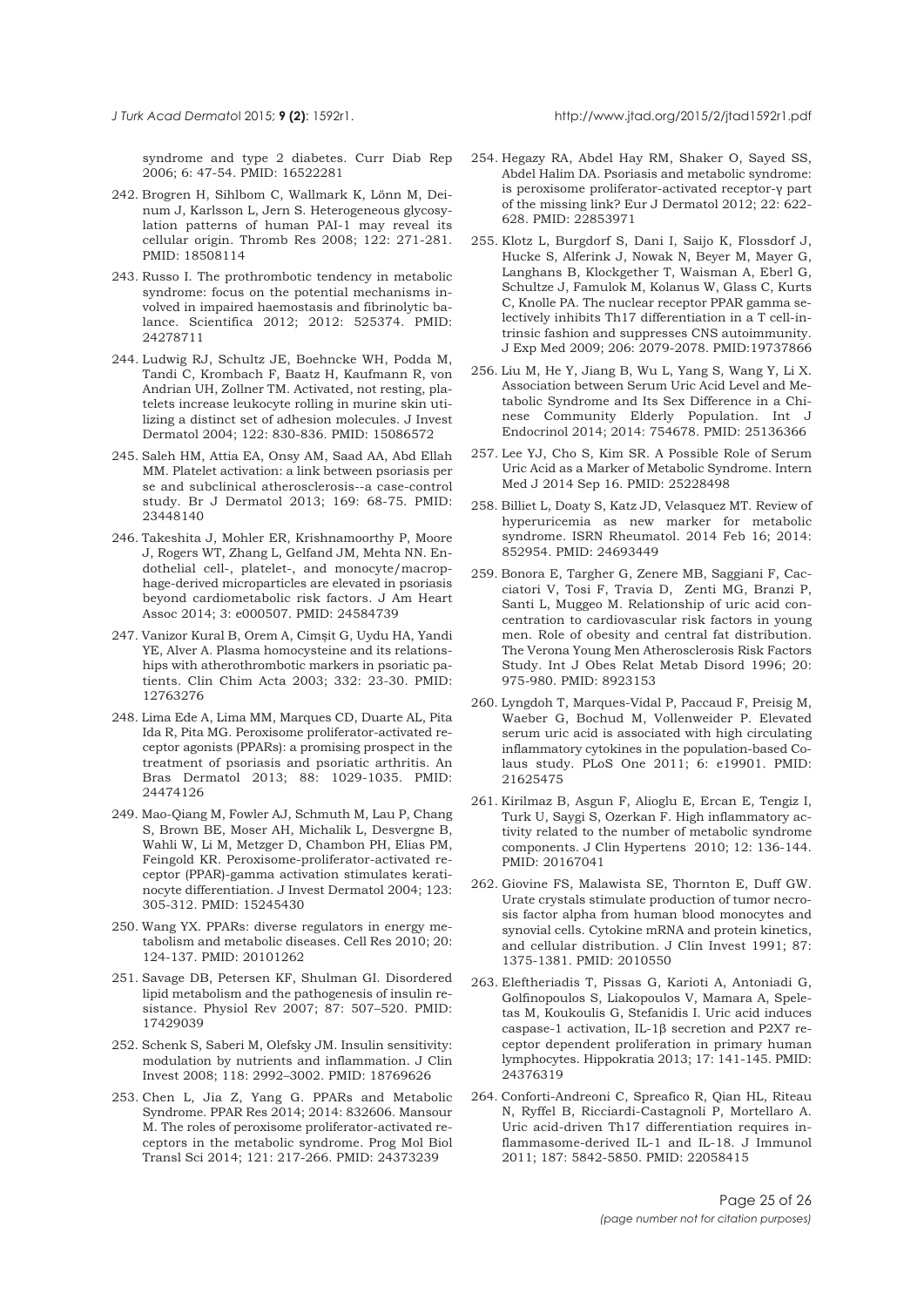syndrome and type 2 diabetes. Curr Diab Rep 2006; 6: 47-54. PMID: 16522281

242. Brogren H, Sihlbom C, Wallmark K, Lönn M, Deinum J, Karlsson L, Jern S. Heterogeneous glycosylation patterns of human PAI-1 may reveal its cellular origin. Thromb Res 2008; 122: 271-281. PMID: 18508114

243. Russo I. The prothrombotic tendency in metabolic syndrome: focus on the potential mechanisms involved in impaired haemostasis and fibrinolytic balance. Scientifica 2012; 2012: 525374. PMID: 24278711

244. Ludwig RJ, Schultz JE, Boehncke WH, Podda M, Tandi C, Krombach F, Baatz H, Kaufmann R, von Andrian UH, Zollner TM. Activated, not resting, platelets increase leukocyte rolling in murine skin utilizing a distinct set of adhesion molecules. J Invest Dermatol 2004; 122: 830-836. PMID: 15086572

245. Saleh HM, Attia EA, Onsy AM, Saad AA, Abd Ellah MM. Platelet activation: a link between psoriasis per se and subclinical atherosclerosis--a case-control study. Br J Dermatol 2013; 169: 68-75. PMID: 23448140

246. Takeshita J, Mohler ER, Krishnamoorthy P, Moore J, Rogers WT, Zhang L, Gelfand JM, Mehta NN. Endothelial cell-, platelet-, and monocyte/macrophage-derived microparticles are elevated in psoriasis beyond cardiometabolic risk factors. J Am Heart Assoc 2014; 3: e000507. PMID: 24584739

247. Vanizor Kural B, Orem A, Cimşit G, Uydu HA, Yandi YE, Alver A. Plasma homocysteine and its relationships with atherothrombotic markers in psoriatic patients. Clin Chim Acta 2003; 332: 23-30. PMID: 12763276

248. Lima Ede A, Lima MM, Marques CD, Duarte AL, Pita Ida R, Pita MG. Peroxisome proliferator-activated receptor agonists (PPARs): a promising prospect in the treatment of psoriasis and psoriatic arthritis. An Bras Dermatol 2013; 88: 1029-1035. PMID: 24474126

249. Mao-Qiang M, Fowler AJ, Schmuth M, Lau P, Chang S, Brown BE, Moser AH, Michalik L, Desvergne B, Wahli W, Li M, Metzger D, Chambon PH, Elias PM, Feingold KR. Peroxisome-proliferator-activated receptor (PPAR)-gamma activation stimulates keratinocyte differentiation. J Invest Dermatol 2004; 123: 305-312. PMID: 15245430

250. Wang YX. PPARs: diverse regulators in energy metabolism and metabolic diseases. Cell Res 2010; 20: 124-137. PMID: 20101262

251. Savage DB, Petersen KF, Shulman GI. Disordered lipid metabolism and the pathogenesis of insulin resistance. Physiol Rev 2007; 87: 507–520. PMID: 17429039

252. Schenk S, Saberi M, Olefsky JM. Insulin sensitivity: modulation by nutrients and inflammation. J Clin Invest 2008; 118: 2992–3002. PMID: 18769626

253. Chen L, Jia Z, Yang G. PPARs and Metabolic Syndrome. PPAR Res 2014; 2014: 832606. Mansour M. The roles of peroxisome proliferator-activated receptors in the metabolic syndrome. Prog Mol Biol Transl Sci 2014; 121: 217-266. PMID: 24373239

254. Hegazy RA, Abdel Hay RM, Shaker O, Sayed SS, Abdel Halim DA. Psoriasis and metabolic syndrome: is peroxisome proliferator-activated receptor-γ part of the missing link? Eur J Dermatol 2012; 22: 622-628. PMID: 22853971

255. Klotz L, Burgdorf S, Dani I, Saijo K, Flossdorf J, Hucke S, Alferink J, Nowak N, Beyer M, Mayer G, Langhans B, Klockgether T, Waisman A, Eberl G, Schultze J, Famulok M, Kolanus W, Glass C, Kurts C, Knolle PA. The nuclear receptor PPAR gamma selectively inhibits Th17 differentiation in a T cell-intrinsic fashion and suppresses CNS autoimmunity. J Exp Med 2009; 206: 2079-2078. PMID:19737866

256. Liu M, He Y, Jiang B, Wu L, Yang S, Wang Y, Li X. Association between Serum Uric Acid Level and Metabolic Syndrome and Its Sex Difference in a Chinese Community Elderly Population. Int J Endocrinol 2014; 2014: 754678. PMID: 25136366

257. Lee YJ, Cho S, Kim SR. A Possible Role of Serum Uric Acid as a Marker of Metabolic Syndrome. Intern Med J 2014 Sep 16. PMID: 25228498

258. Billiet L, Doaty S, Katz JD, Velasquez MT. Review of hyperuricemia as new marker for metabolic syndrome. ISRN Rheumatol. 2014 Feb 16; 2014: 852954. PMID: 24693449

259. Bonora E, Targher G, Zenere MB, Saggiani F, Cacciatori V, Tosi F, Travia D, Zenti MG, Branzi P, Santi L, Muggeo M. Relationship of uric acid concentration to cardiovascular risk factors in young men. Role of obesity and central fat distribution. The Verona Young Men Atherosclerosis Risk Factors Study. Int J Obes Relat Metab Disord 1996; 20: 975-980. PMID: 8923153

260. Lyngdoh T, Marques-Vidal P, Paccaud F, Preisig M, Waeber G, Bochud M, Vollenweider P. Elevated serum uric acid is associated with high circulating inflammatory cytokines in the population-based Colaus study. PLoS One 2011; 6: e19901. PMID: 21625475

261. Kirilmaz B, Asgun F, Alioglu E, Ercan E, Tengiz I, Turk U, Saygi S, Ozerkan F. High inflammatory activity related to the number of metabolic syndrome components. J Clin Hypertens 2010; 12: 136-144. PMID: 20167041

262. Giovine FS, Malawista SE, Thornton E, Duff GW. Urate crystals stimulate production of tumor necrosis factor alpha from human blood monocytes and synovial cells. Cytokine mRNA and protein kinetics, and cellular distribution. J Clin Invest 1991; 87: 1375-1381. PMID: 2010550

263. Eleftheriadis T, Pissas G, Karioti A, Antoniadi G, Golfinopoulos S, Liakopoulos V, Mamara A, Speletas M, Koukoulis G, Stefanidis I. Uric acid induces caspase-1 activation, IL-1β secretion and P2X7 receptor dependent proliferation in primary human lymphocytes. Hippokratia 2013; 17: 141-145. PMID: 24376319

264. Conforti-Andreoni C, Spreafico R, Qian HL, Riteau N, Ryffel B, Ricciardi-Castagnoli P, Mortellaro A. Uric acid-driven Th17 differentiation requires inflammasome-derived IL-1 and IL-18. J Immunol 2011; 187: 5842-5850. PMID: 22058415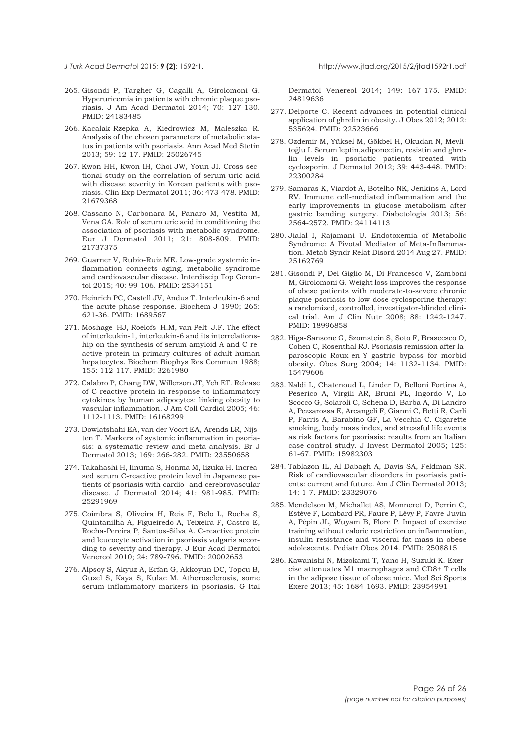265. Gisondi P, Targher G, Cagalli A, Girolomoni G. Hyperuricemia in patients with chronic plaque psoriasis. J Am Acad Dermatol 2014; 70: 127-130. PMID: 24183485

266. Kacalak-Rzepka A, Kiedrowicz M, Maleszka R. Analysis of the chosen parameters of metabolic status in patients with psoriasis. Ann Acad Med Stetin 2013; 59: 12-17. PMID: 25026745

267. Kwon HH, Kwon IH, Choi JW, Youn JI. Cross-sectional study on the correlation of serum uric acid with disease severity in Korean patients with psoriasis. Clin Exp Dermatol 2011; 36: 473-478. PMID: 21679368

268. Cassano N, Carbonara M, Panaro M, Vestita M, Vena GA. Role of serum uric acid in conditioning the association of psoriasis with metabolic syndrome. Eur J Dermatol 2011; 21: 808-809. PMID: 21737375

269. Guarner V, Rubio-Ruiz ME. Low-grade systemic inflammation connects aging, metabolic syndrome and cardiovascular disease. Interdiscip Top Gerontol 2015; 40: 99-106. PMID: 2534151

270. Heinrich PC, Castell JV, Andus T. Interleukin-6 and the acute phase response. Biochem J 1990; 265: 621-36. PMID: 1689567

271. Moshage HJ, Roelofs H.M, van Pelt J.F. The effect of interleukin-1, interleukin-6 and its interrelationship on the synthesis of serum amyloid A and C-reactive protein in primary cultures of adult human hepatocytes. Biochem Biophys Res Commun 1988; 155: 112-117. PMID: 3261980

272. Calabro P, Chang DW, Willerson JT, Yeh ET. Release of C-reactive protein in response to inflammatory cytokines by human adipocytes: linking obesity to vascular inflammation. J Am Coll Cardiol 2005; 46: 1112-1113. PMID: 16168299

273. Dowlatshahi EA, van der Voort EA, Arends LR, Nijsten T. Markers of systemic inflammation in psoriasis: a systematic review and meta-analysis. Br J Dermatol 2013; 169: 266-282. PMID: 23550658

274. Takahashi H, Iinuma S, Honma M, Iizuka H. Increased serum C-reactive protein level in Japanese patients of psoriasis with cardio- and cerebrovascular disease. J Dermatol 2014; 41: 981-985. PMID: 25291969

275. Coimbra S, Oliveira H, Reis F, Belo L, Rocha S, Quintanilha A, Figueiredo A, Teixeira F, Castro E, Rocha-Pereira P, Santos-Silva A. C-reactive protein and leucocyte activation in psoriasis vulgaris according to severity and therapy. J Eur Acad Dermatol Venereol 2010; 24: 789-796. PMID: 20002653

276. Alpsoy S, Akyuz A, Erfan G, Akkoyun DC, Topcu B, Guzel S, Kaya S, Kulac M. Atherosclerosis, some serum inflammatory markers in psoriasis. G Ital Dermatol Venereol 2014; 149: 167-175. PMID: 24819636

277. Delporte C. Recent advances in potential clinical application of ghrelin in obesity. J Obes 2012; 2012: 535624. PMID: 22523666

278. Ozdemir M, Yüksel M, Gökbel H, Okudan N, Mevlitoğlu I. Serum leptin,adiponectin, resistin and ghrelin levels in psoriatic patients treated with cyclosporin. J Dermatol 2012; 39: 443-448. PMID: 22300284

279. Samaras K, Viardot A, Botelho NK, Jenkins A, Lord RV. Immune cell-mediated inflammation and the early improvements in glucose metabolism after gastric banding surgery. Diabetologia 2013; 56: 2564-2572. PMID: 24114113

280. Jialal I, Rajamani U. Endotoxemia of Metabolic Syndrome: A Pivotal Mediator of Meta-Inflammation. Metab Syndr Relat Disord 2014 Aug 27. PMID: 25162769

281. Gisondi P, Del Giglio M, Di Francesco V, Zamboni M, Girolomoni G. Weight loss improves the response of obese patients with moderate-to-severe chronic plaque psoriasis to low-dose cyclosporine therapy: a randomized, controlled, investigator-blinded clinical trial. Am J Clin Nutr 2008; 88: 1242-1247. PMID: 18996858

282. Higa-Sansone G, Szomstein S, Soto F, Brasecsco O, Cohen C, Rosenthal RJ. Psoriasis remission after laparoscopic Roux-en-Y gastric bypass for morbid obesity. Obes Surg 2004; 14: 1132-1134. PMID: 15479606

283. Naldi L, Chatenoud L, Linder D, Belloni Fortina A, Peserico A, Virgili AR, Bruni PL, Ingordo V, Lo Scocco G, Solaroli C, Schena D, Barba A, Di Landro A, Pezzarossa E, Arcangeli F, Gianni C, Betti R, Carli P, Farris A, Barabino GF, La Vecchia C. Cigarette smoking, body mass index, and stressful life events as risk factors for psoriasis: results from an Italian case-control study. J Invest Dermatol 2005; 125: 61-67. PMID: 15982303

284. Tablazon IL, Al-Dabagh A, Davis SA, Feldman SR. Risk of cardiovascular disorders in psoriasis patients: current and future. Am J Clin Dermatol 2013; 14: 1-7. PMID: 23329076

285. Mendelson M, Michallet AS, Monneret D, Perrin C, Estève F, Lombard PR, Faure P, Lévy P, Favre-Juvin A, Pépin JL, Wuyam B, Flore P. Impact of exercise training without caloric restriction on inflammation, insulin resistance and visceral fat mass in obese adolescents. Pediatr Obes 2014. PMID: 2508815

286. Kawanishi N, Mizokami T, Yano H, Suzuki K. Exercise attenuates M1 macrophages and CD8+ T cells in the adipose tissue of obese mice. Med Sci Sports Exerc 2013; 45: 1684-1693. PMID: 23954991